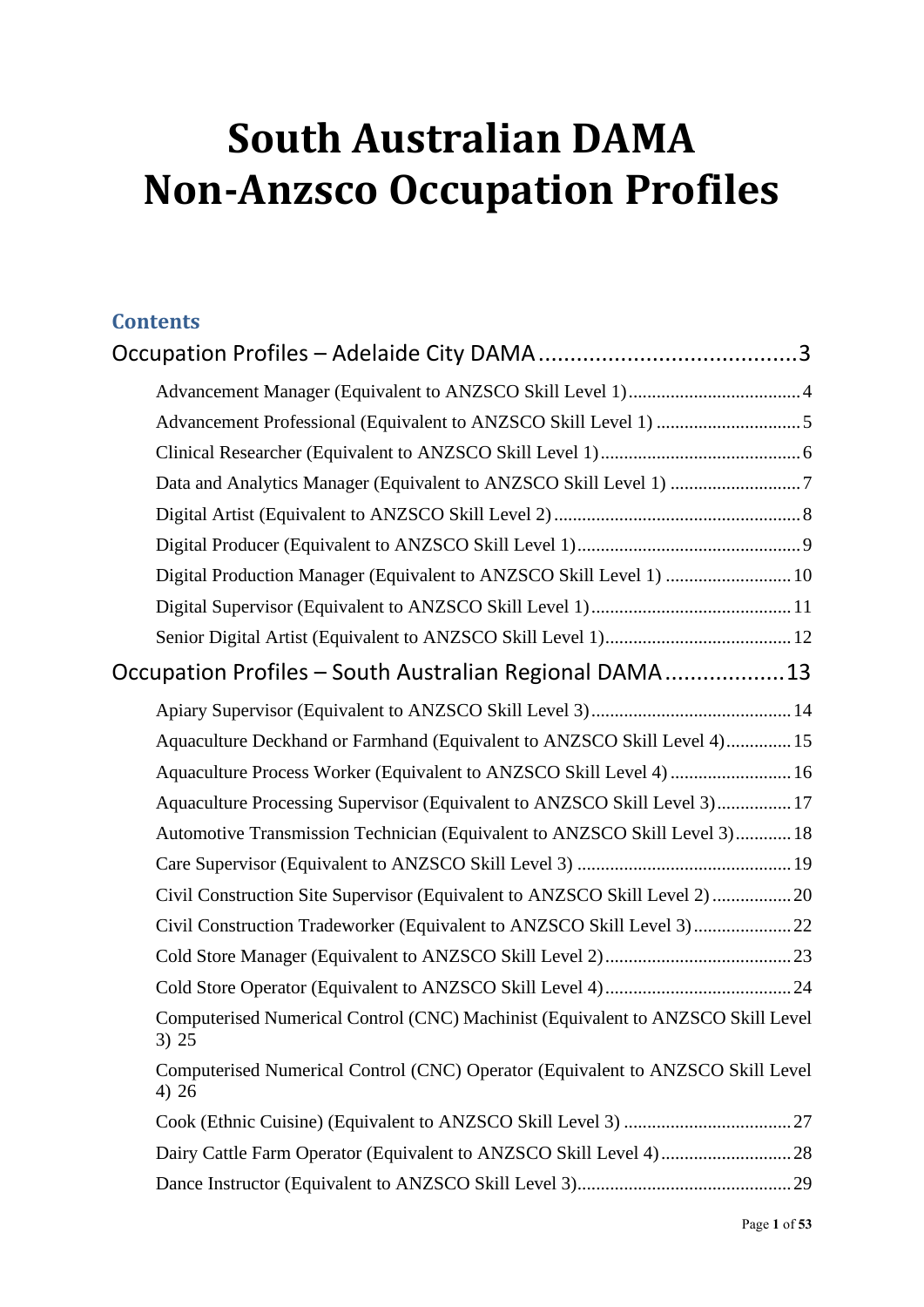# South Australian DAMA Non-Anzsco Occupation Profiles

## Contents

Occupation Profiles – Adelaide City DAMA ........................................ 3

- Advancement Manager (Equivalent to ANZSCO Skill Level 1) .................................... 4
- Advancement Professional (Equivalent to ANZSCO Skill Level 1) .............................. 5
- Clinical Researcher (Equivalent to ANZSCO Skill Level 1) .......................................... 6
- Data and Analytics Manager (Equivalent to ANZSCO Skill Level 1) ........................... 7
- Digital Artist (Equivalent to ANZSCO Skill Level 2) .................................................... 8
- Digital Producer (Equivalent to ANZSCO Skill Level 1) ............................................... 9
- Digital Production Manager (Equivalent to ANZSCO Skill Level 1) .......................... 10
- Digital Supervisor (Equivalent to ANZSCO Skill Level 1) .......................................... 11
- Senior Digital Artist (Equivalent to ANZSCO Skill Level 1) ....................................... 12

Occupation Profiles – South Australian Regional DAMA .................. 13

- Apiary Supervisor (Equivalent to ANZSCO Skill Level 3) .......................................... 14
- Aquaculture Deckhand or Farmhand (Equivalent to ANZSCO Skill Level 4) ............. 15
- Aquaculture Process Worker (Equivalent to ANZSCO Skill Level 4) ......................... 16
- Aquaculture Processing Supervisor (Equivalent to ANZSCO Skill Level 3) ............... 17
- Automotive Transmission Technician (Equivalent to ANZSCO Skill Level 3) ........... 18
- Care Supervisor (Equivalent to ANZSCO Skill Level 3) ............................................ 19
- Civil Construction Site Supervisor (Equivalent to ANZSCO Skill Level 2) ................ 20
- Civil Construction Tradeworker (Equivalent to ANZSCO Skill Level 3) .................... 22
- Cold Store Manager (Equivalent to ANZSCO Skill Level 2) ....................................... 23
- Cold Store Operator (Equivalent to ANZSCO Skill Level 4) ....................................... 24
- Computerised Numerical Control (CNC) Machinist (Equivalent to ANZSCO Skill Level 3) 25
- Computerised Numerical Control (CNC) Operator (Equivalent to ANZSCO Skill Level 4) 26
- Cook (Ethnic Cuisine) (Equivalent to ANZSCO Skill Level 3) ................................... 27
- Dairy Cattle Farm Operator (Equivalent to ANZSCO Skill Level 4) ........................... 28
- Dance Instructor (Equivalent to ANZSCO Skill Level 3) ............................................. 29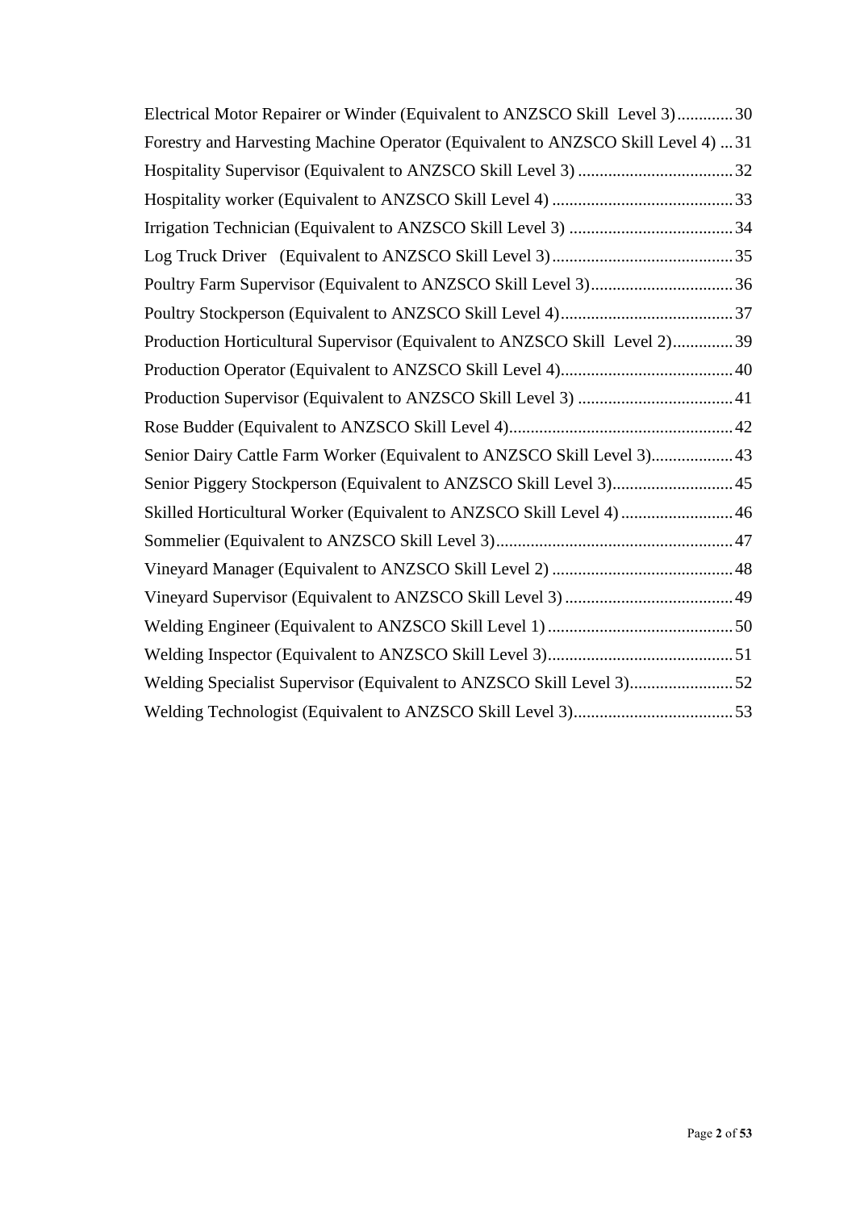Electrical Motor Repairer or Winder (Equivalent to ANZSCO Skill Level 3) .............30

Forestry and Harvesting Machine Operator (Equivalent to ANZSCO Skill Level 4) ...31

Hospitality Supervisor (Equivalent to ANZSCO Skill Level 3) ....................................32

Hospitality worker (Equivalent to ANZSCO Skill Level 4) ..........................................33

Irrigation Technician (Equivalent to ANZSCO Skill Level 3) ......................................34

Log Truck Driver (Equivalent to ANZSCO Skill Level 3) ..........................................35

Poultry Farm Supervisor (Equivalent to ANZSCO Skill Level 3) .................................36

Poultry Stockperson (Equivalent to ANZSCO Skill Level 4) ........................................37

Production Horticultural Supervisor (Equivalent to ANZSCO Skill Level 2) ..............39

Production Operator (Equivalent to ANZSCO Skill Level 4) ........................................40

Production Supervisor (Equivalent to ANZSCO Skill Level 3) ....................................41

Rose Budder (Equivalent to ANZSCO Skill Level 4) ....................................................42

Senior Dairy Cattle Farm Worker (Equivalent to ANZSCO Skill Level 3) ...................43

Senior Piggery Stockperson (Equivalent to ANZSCO Skill Level 3) ............................45

Skilled Horticultural Worker (Equivalent to ANZSCO Skill Level 4) ..........................46

Sommelier (Equivalent to ANZSCO Skill Level 3) .......................................................47

Vineyard Manager (Equivalent to ANZSCO Skill Level 2) ..........................................48

Vineyard Supervisor (Equivalent to ANZSCO Skill Level 3) .......................................49

Welding Engineer (Equivalent to ANZSCO Skill Level 1) ...........................................50

Welding Inspector (Equivalent to ANZSCO Skill Level 3) ...........................................51

Welding Specialist Supervisor (Equivalent to ANZSCO Skill Level 3) ........................52

Welding Technologist (Equivalent to ANZSCO Skill Level 3) .....................................53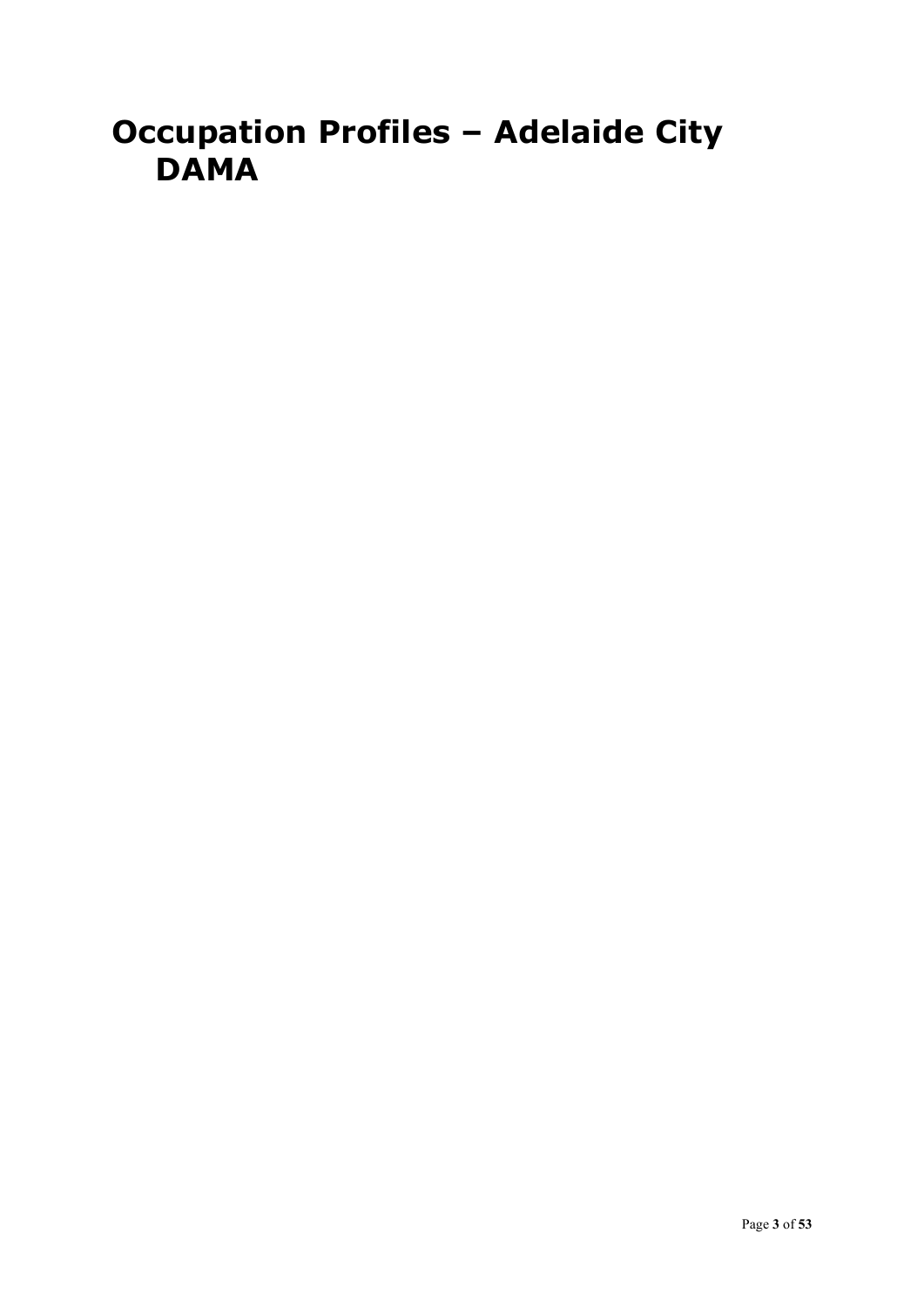# Occupation Profiles – Adelaide City DAMA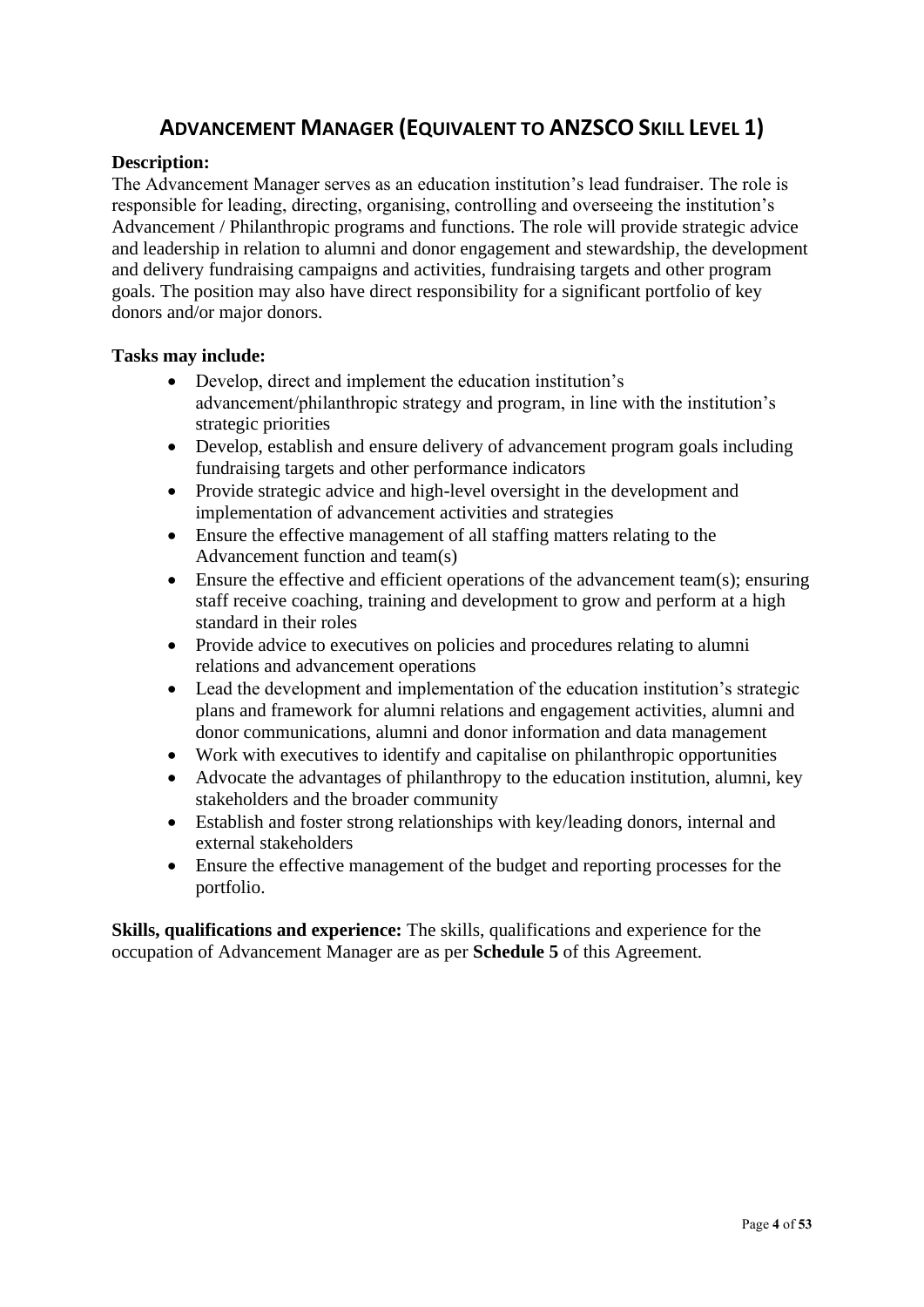# Advancement Manager (Equivalent to ANZSCO Skill Level 1)

**Description:**

The Advancement Manager serves as an education institution's lead fundraiser. The role is responsible for leading, directing, organising, controlling and overseeing the institution's Advancement / Philanthropic programs and functions. The role will provide strategic advice and leadership in relation to alumni and donor engagement and stewardship, the development and delivery fundraising campaigns and activities, fundraising targets and other program goals. The position may also have direct responsibility for a significant portfolio of key donors and/or major donors.

**Tasks may include:**

- Develop, direct and implement the education institution's advancement/philanthropic strategy and program, in line with the institution's strategic priorities
- Develop, establish and ensure delivery of advancement program goals including fundraising targets and other performance indicators
- Provide strategic advice and high-level oversight in the development and implementation of advancement activities and strategies
- Ensure the effective management of all staffing matters relating to the Advancement function and team(s)
- Ensure the effective and efficient operations of the advancement team(s); ensuring staff receive coaching, training and development to grow and perform at a high standard in their roles
- Provide advice to executives on policies and procedures relating to alumni relations and advancement operations
- Lead the development and implementation of the education institution's strategic plans and framework for alumni relations and engagement activities, alumni and donor communications, alumni and donor information and data management
- Work with executives to identify and capitalise on philanthropic opportunities
- Advocate the advantages of philanthropy to the education institution, alumni, key stakeholders and the broader community
- Establish and foster strong relationships with key/leading donors, internal and external stakeholders
- Ensure the effective management of the budget and reporting processes for the portfolio.

**Skills, qualifications and experience:** The skills, qualifications and experience for the occupation of Advancement Manager are as per **Schedule 5** of this Agreement.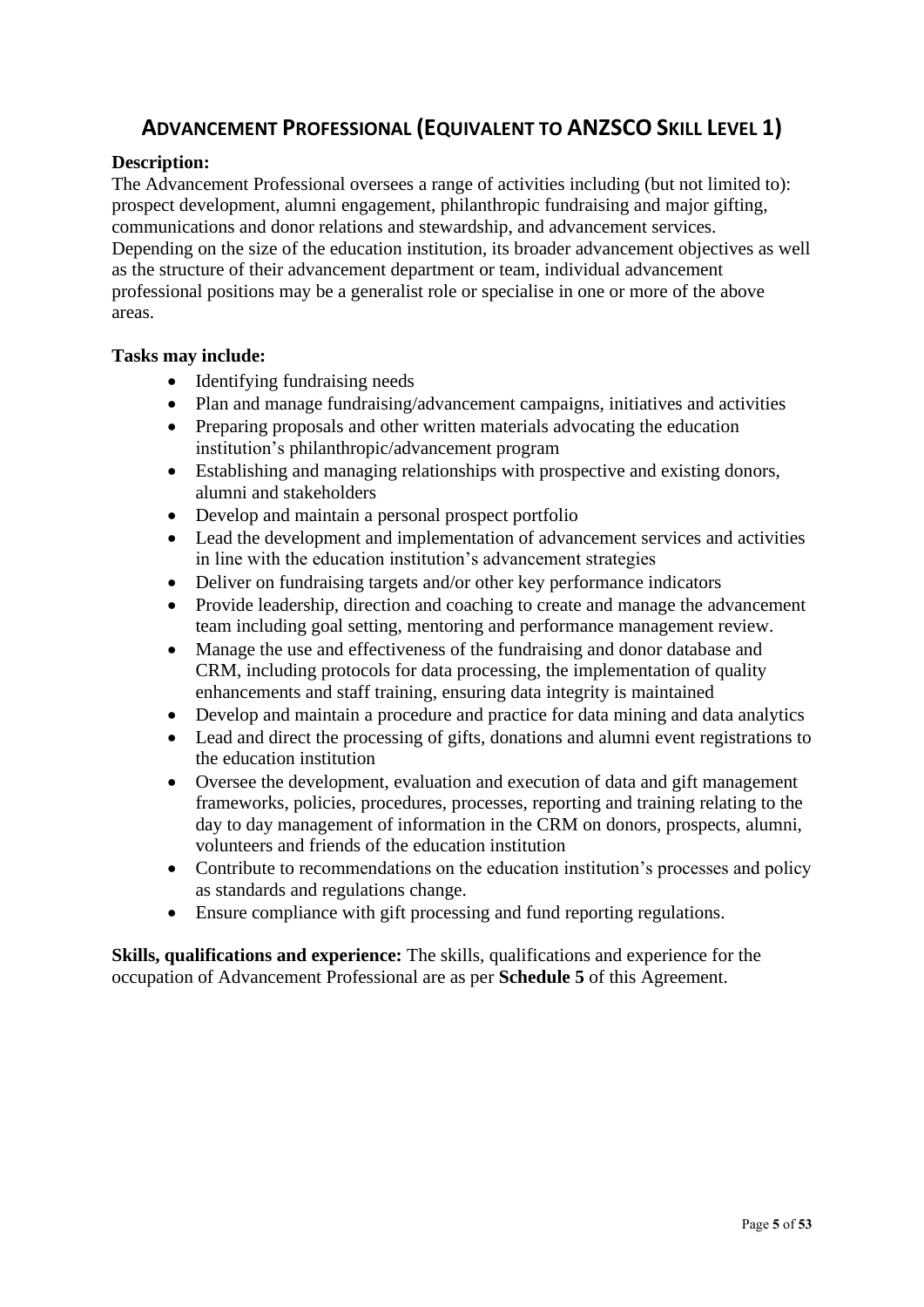## Advancement Professional (Equivalent to ANZSCO Skill Level 1)

**Description:**
The Advancement Professional oversees a range of activities including (but not limited to): prospect development, alumni engagement, philanthropic fundraising and major gifting, communications and donor relations and stewardship, and advancement services. Depending on the size of the education institution, its broader advancement objectives as well as the structure of their advancement department or team, individual advancement professional positions may be a generalist role or specialise in one or more of the above areas.

**Tasks may include:**

- Identifying fundraising needs
- Plan and manage fundraising/advancement campaigns, initiatives and activities
- Preparing proposals and other written materials advocating the education institution's philanthropic/advancement program
- Establishing and managing relationships with prospective and existing donors, alumni and stakeholders
- Develop and maintain a personal prospect portfolio
- Lead the development and implementation of advancement services and activities in line with the education institution's advancement strategies
- Deliver on fundraising targets and/or other key performance indicators
- Provide leadership, direction and coaching to create and manage the advancement team including goal setting, mentoring and performance management review.
- Manage the use and effectiveness of the fundraising and donor database and CRM, including protocols for data processing, the implementation of quality enhancements and staff training, ensuring data integrity is maintained
- Develop and maintain a procedure and practice for data mining and data analytics
- Lead and direct the processing of gifts, donations and alumni event registrations to the education institution
- Oversee the development, evaluation and execution of data and gift management frameworks, policies, procedures, processes, reporting and training relating to the day to day management of information in the CRM on donors, prospects, alumni, volunteers and friends of the education institution
- Contribute to recommendations on the education institution's processes and policy as standards and regulations change.
- Ensure compliance with gift processing and fund reporting regulations.

**Skills, qualifications and experience:** The skills, qualifications and experience for the occupation of Advancement Professional are as per **Schedule 5** of this Agreement.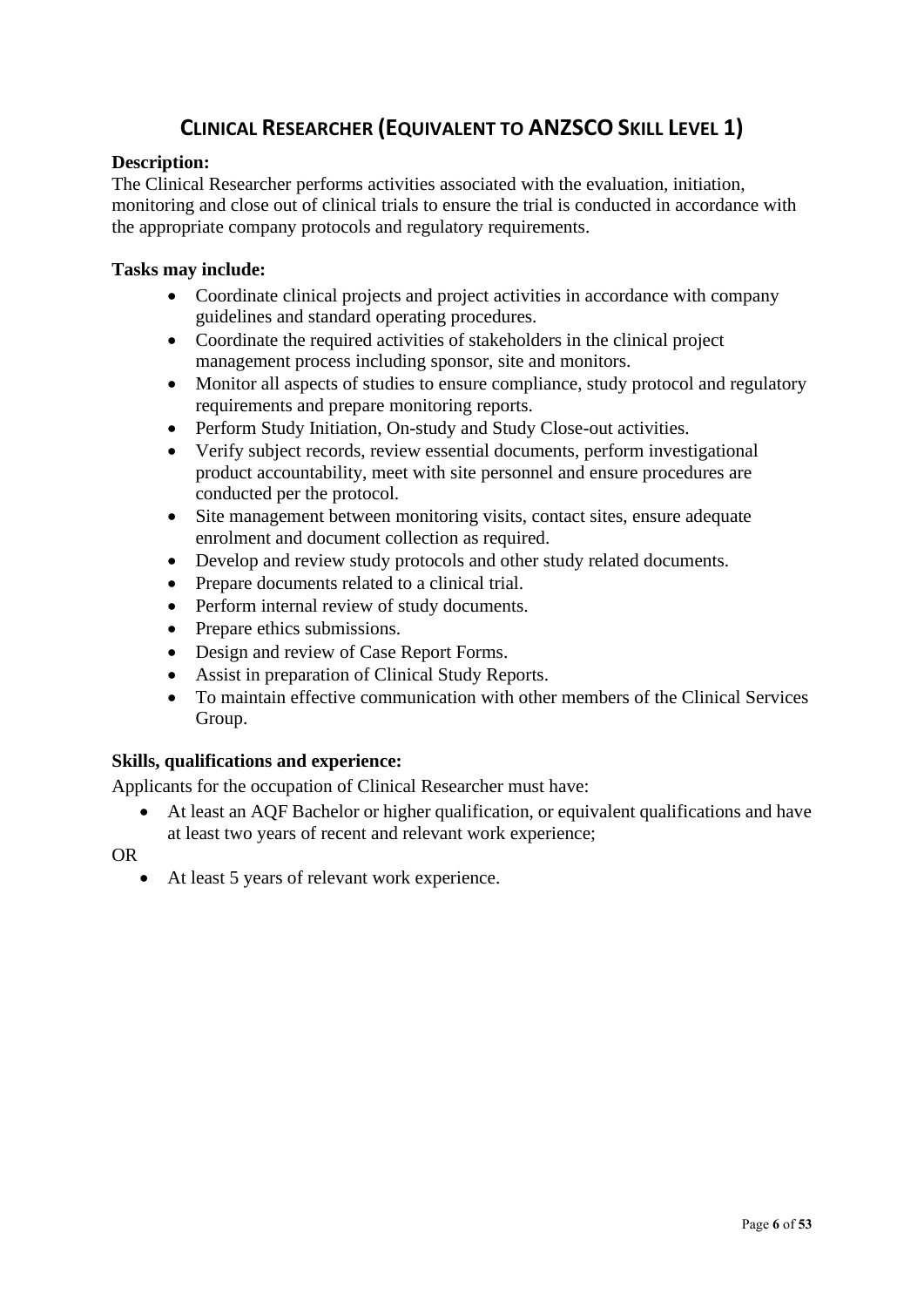# Clinical Researcher (Equivalent to ANZSCO Skill Level 1)

**Description:**
The Clinical Researcher performs activities associated with the evaluation, initiation, monitoring and close out of clinical trials to ensure the trial is conducted in accordance with the appropriate company protocols and regulatory requirements.

**Tasks may include:**

- Coordinate clinical projects and project activities in accordance with company guidelines and standard operating procedures.
- Coordinate the required activities of stakeholders in the clinical project management process including sponsor, site and monitors.
- Monitor all aspects of studies to ensure compliance, study protocol and regulatory requirements and prepare monitoring reports.
- Perform Study Initiation, On-study and Study Close-out activities.
- Verify subject records, review essential documents, perform investigational product accountability, meet with site personnel and ensure procedures are conducted per the protocol.
- Site management between monitoring visits, contact sites, ensure adequate enrolment and document collection as required.
- Develop and review study protocols and other study related documents.
- Prepare documents related to a clinical trial.
- Perform internal review of study documents.
- Prepare ethics submissions.
- Design and review of Case Report Forms.
- Assist in preparation of Clinical Study Reports.
- To maintain effective communication with other members of the Clinical Services Group.

**Skills, qualifications and experience:**
Applicants for the occupation of Clinical Researcher must have:

- At least an AQF Bachelor or higher qualification, or equivalent qualifications and have at least two years of recent and relevant work experience;

OR

- At least 5 years of relevant work experience.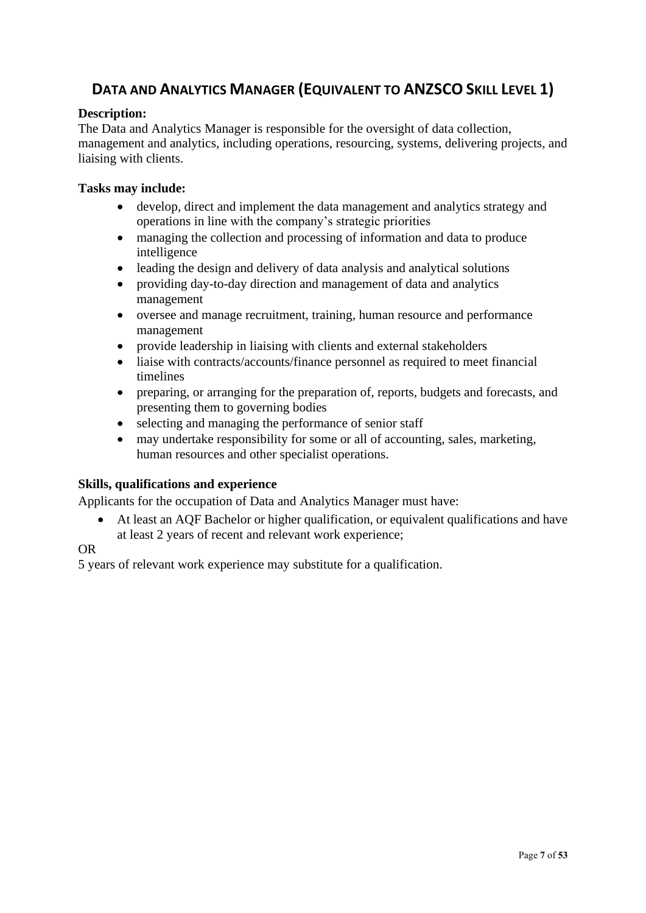## DATA AND ANALYTICS MANAGER (EQUIVALENT TO ANZSCO SKILL LEVEL 1)

**Description:**
The Data and Analytics Manager is responsible for the oversight of data collection, management and analytics, including operations, resourcing, systems, delivering projects, and liaising with clients.

**Tasks may include:**

- develop, direct and implement the data management and analytics strategy and operations in line with the company's strategic priorities
- managing the collection and processing of information and data to produce intelligence
- leading the design and delivery of data analysis and analytical solutions
- providing day-to-day direction and management of data and analytics management
- oversee and manage recruitment, training, human resource and performance management
- provide leadership in liaising with clients and external stakeholders
- liaise with contracts/accounts/finance personnel as required to meet financial timelines
- preparing, or arranging for the preparation of, reports, budgets and forecasts, and presenting them to governing bodies
- selecting and managing the performance of senior staff
- may undertake responsibility for some or all of accounting, sales, marketing, human resources and other specialist operations.

**Skills, qualifications and experience**

Applicants for the occupation of Data and Analytics Manager must have:

- At least an AQF Bachelor or higher qualification, or equivalent qualifications and have at least 2 years of recent and relevant work experience;

OR

5 years of relevant work experience may substitute for a qualification.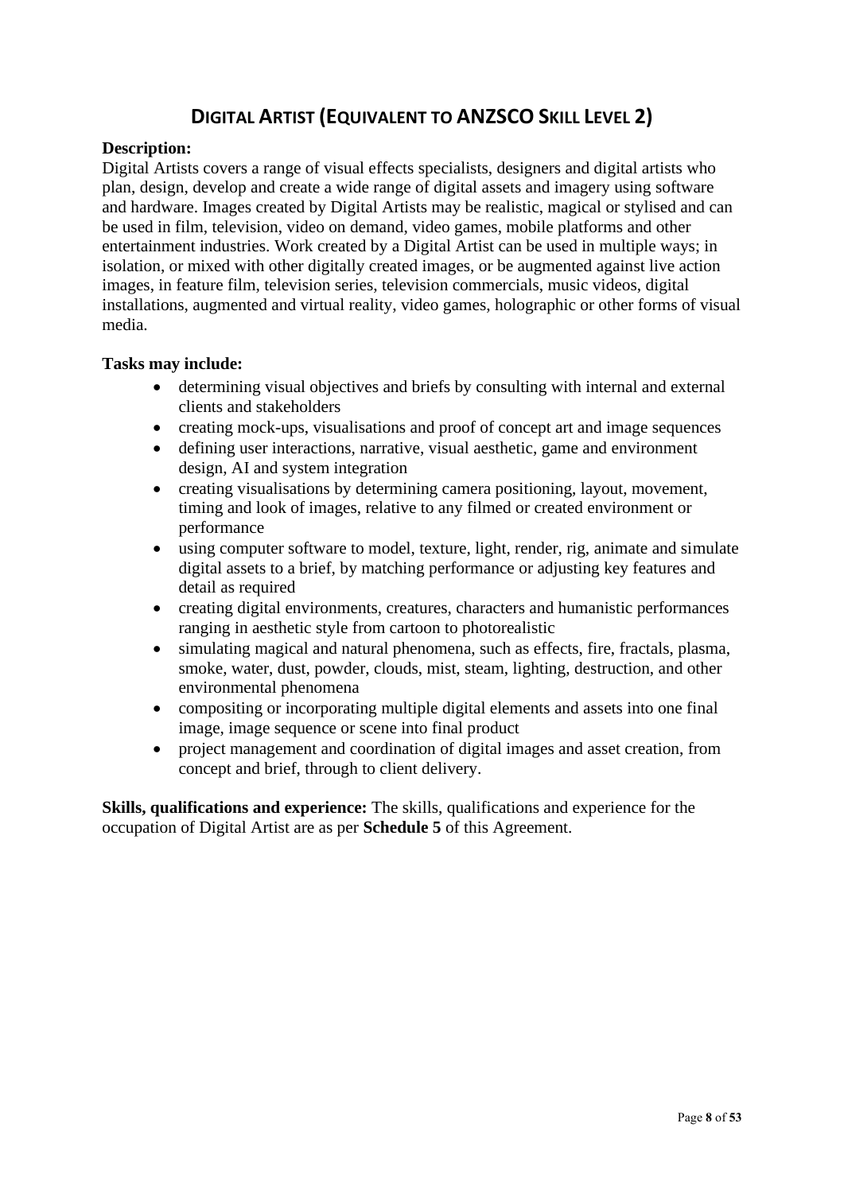## DIGITAL ARTIST (EQUIVALENT TO ANZSCO SKILL LEVEL 2)

**Description:**
Digital Artists covers a range of visual effects specialists, designers and digital artists who plan, design, develop and create a wide range of digital assets and imagery using software and hardware. Images created by Digital Artists may be realistic, magical or stylised and can be used in film, television, video on demand, video games, mobile platforms and other entertainment industries. Work created by a Digital Artist can be used in multiple ways; in isolation, or mixed with other digitally created images, or be augmented against live action images, in feature film, television series, television commercials, music videos, digital installations, augmented and virtual reality, video games, holographic or other forms of visual media.

**Tasks may include:**

- determining visual objectives and briefs by consulting with internal and external clients and stakeholders
- creating mock-ups, visualisations and proof of concept art and image sequences
- defining user interactions, narrative, visual aesthetic, game and environment design, AI and system integration
- creating visualisations by determining camera positioning, layout, movement, timing and look of images, relative to any filmed or created environment or performance
- using computer software to model, texture, light, render, rig, animate and simulate digital assets to a brief, by matching performance or adjusting key features and detail as required
- creating digital environments, creatures, characters and humanistic performances ranging in aesthetic style from cartoon to photorealistic
- simulating magical and natural phenomena, such as effects, fire, fractals, plasma, smoke, water, dust, powder, clouds, mist, steam, lighting, destruction, and other environmental phenomena
- compositing or incorporating multiple digital elements and assets into one final image, image sequence or scene into final product
- project management and coordination of digital images and asset creation, from concept and brief, through to client delivery.

**Skills, qualifications and experience:** The skills, qualifications and experience for the occupation of Digital Artist are as per **Schedule 5** of this Agreement.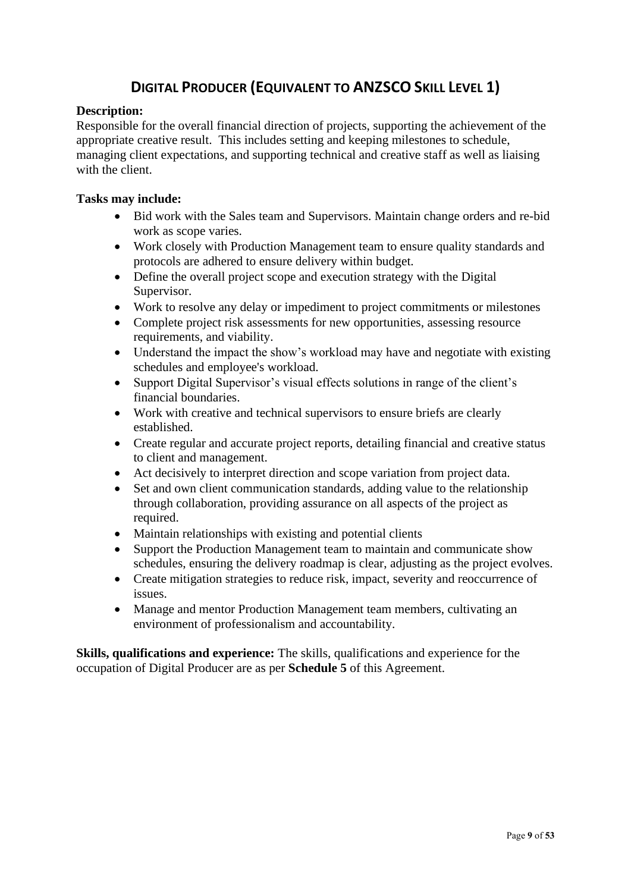## Digital Producer (Equivalent to ANZSCO Skill Level 1)

**Description:**
Responsible for the overall financial direction of projects, supporting the achievement of the appropriate creative result. This includes setting and keeping milestones to schedule, managing client expectations, and supporting technical and creative staff as well as liaising with the client.

**Tasks may include:**

- Bid work with the Sales team and Supervisors. Maintain change orders and re-bid work as scope varies.
- Work closely with Production Management team to ensure quality standards and protocols are adhered to ensure delivery within budget.
- Define the overall project scope and execution strategy with the Digital Supervisor.
- Work to resolve any delay or impediment to project commitments or milestones
- Complete project risk assessments for new opportunities, assessing resource requirements, and viability.
- Understand the impact the show's workload may have and negotiate with existing schedules and employee's workload.
- Support Digital Supervisor's visual effects solutions in range of the client's financial boundaries.
- Work with creative and technical supervisors to ensure briefs are clearly established.
- Create regular and accurate project reports, detailing financial and creative status to client and management.
- Act decisively to interpret direction and scope variation from project data.
- Set and own client communication standards, adding value to the relationship through collaboration, providing assurance on all aspects of the project as required.
- Maintain relationships with existing and potential clients
- Support the Production Management team to maintain and communicate show schedules, ensuring the delivery roadmap is clear, adjusting as the project evolves.
- Create mitigation strategies to reduce risk, impact, severity and reoccurrence of issues.
- Manage and mentor Production Management team members, cultivating an environment of professionalism and accountability.

**Skills, qualifications and experience:** The skills, qualifications and experience for the occupation of Digital Producer are as per **Schedule 5** of this Agreement.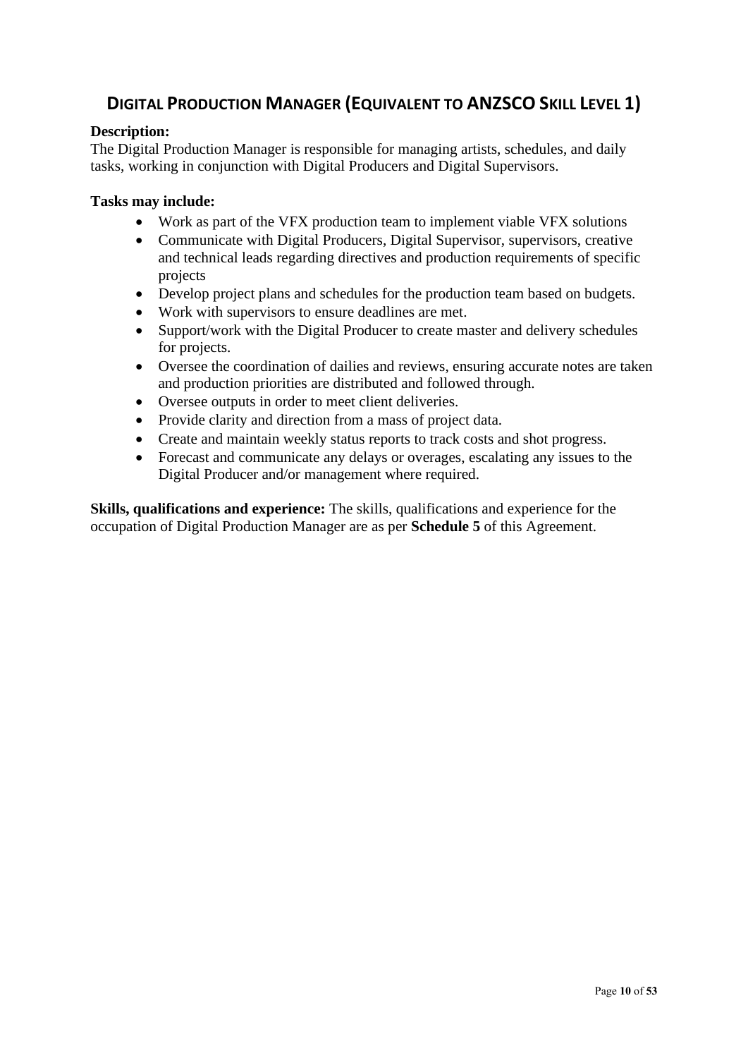## Digital Production Manager (Equivalent to ANZSCO Skill Level 1)

**Description:**
The Digital Production Manager is responsible for managing artists, schedules, and daily tasks, working in conjunction with Digital Producers and Digital Supervisors.

**Tasks may include:**

- Work as part of the VFX production team to implement viable VFX solutions
- Communicate with Digital Producers, Digital Supervisor, supervisors, creative and technical leads regarding directives and production requirements of specific projects
- Develop project plans and schedules for the production team based on budgets.
- Work with supervisors to ensure deadlines are met.
- Support/work with the Digital Producer to create master and delivery schedules for projects.
- Oversee the coordination of dailies and reviews, ensuring accurate notes are taken and production priorities are distributed and followed through.
- Oversee outputs in order to meet client deliveries.
- Provide clarity and direction from a mass of project data.
- Create and maintain weekly status reports to track costs and shot progress.
- Forecast and communicate any delays or overages, escalating any issues to the Digital Producer and/or management where required.

**Skills, qualifications and experience:** The skills, qualifications and experience for the occupation of Digital Production Manager are as per **Schedule 5** of this Agreement.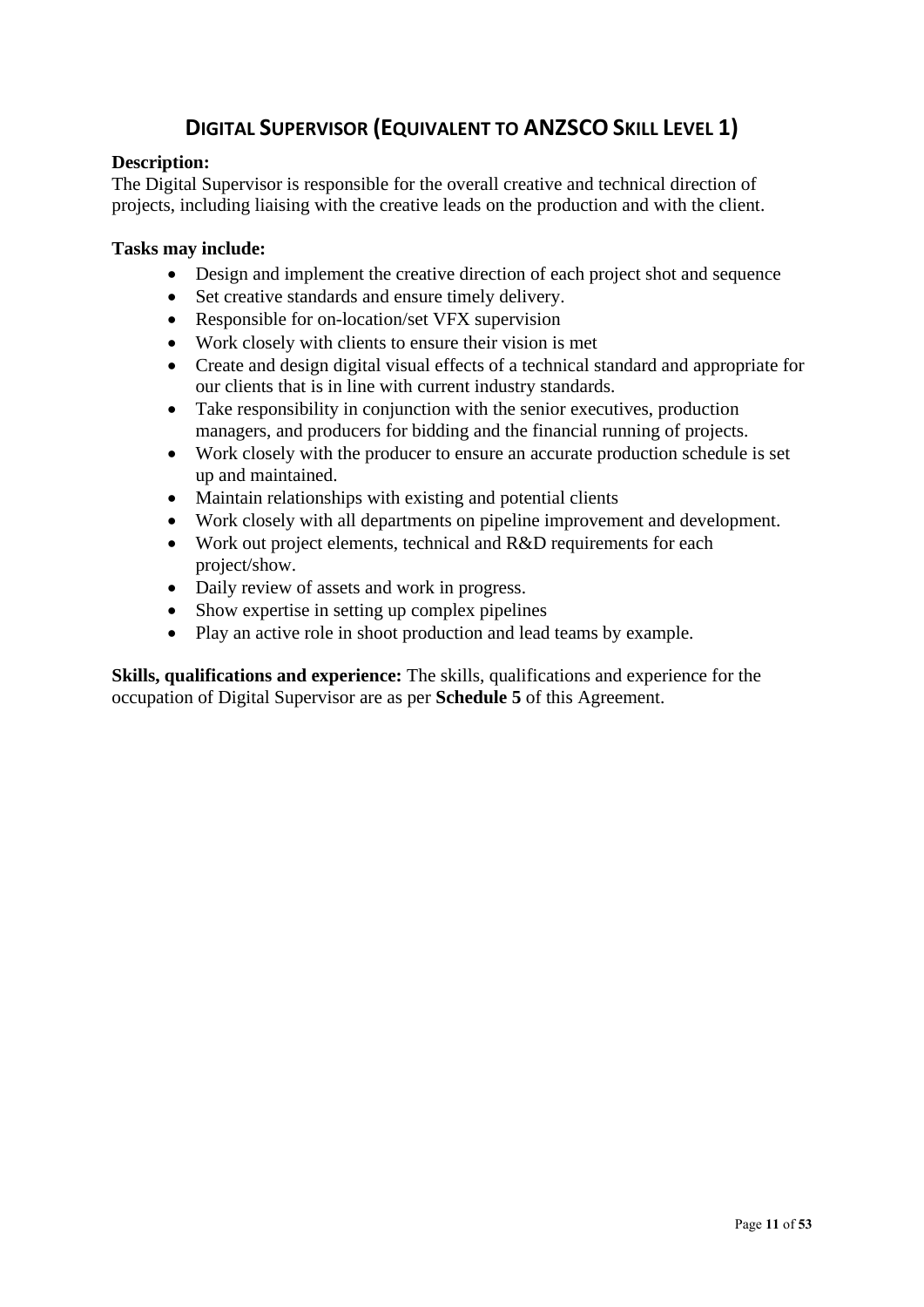# Digital Supervisor (Equivalent to ANZSCO Skill Level 1)

**Description:**
The Digital Supervisor is responsible for the overall creative and technical direction of projects, including liaising with the creative leads on the production and with the client.

**Tasks may include:**

- Design and implement the creative direction of each project shot and sequence
- Set creative standards and ensure timely delivery.
- Responsible for on-location/set VFX supervision
- Work closely with clients to ensure their vision is met
- Create and design digital visual effects of a technical standard and appropriate for our clients that is in line with current industry standards.
- Take responsibility in conjunction with the senior executives, production managers, and producers for bidding and the financial running of projects.
- Work closely with the producer to ensure an accurate production schedule is set up and maintained.
- Maintain relationships with existing and potential clients
- Work closely with all departments on pipeline improvement and development.
- Work out project elements, technical and R&D requirements for each project/show.
- Daily review of assets and work in progress.
- Show expertise in setting up complex pipelines
- Play an active role in shoot production and lead teams by example.

**Skills, qualifications and experience:** The skills, qualifications and experience for the occupation of Digital Supervisor are as per **Schedule 5** of this Agreement.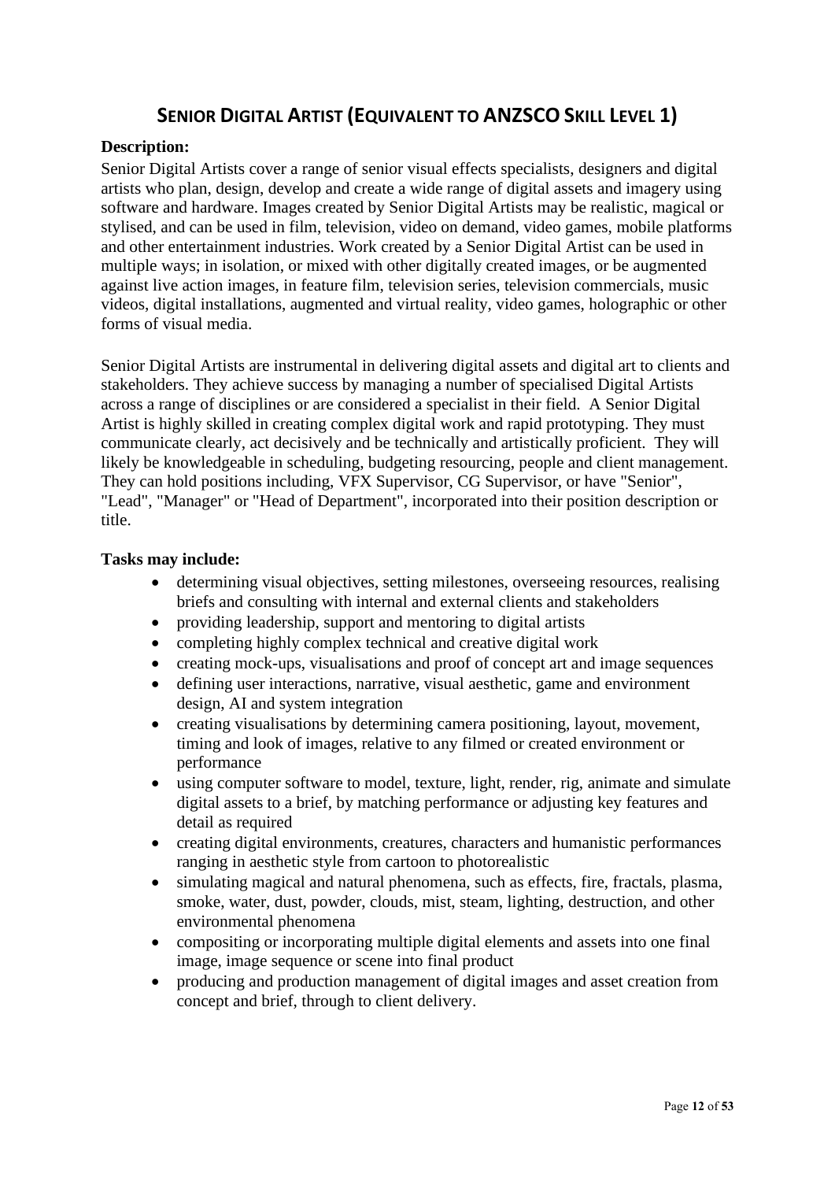## SENIOR DIGITAL ARTIST (EQUIVALENT TO ANZSCO SKILL LEVEL 1)

**Description:**

Senior Digital Artists cover a range of senior visual effects specialists, designers and digital artists who plan, design, develop and create a wide range of digital assets and imagery using software and hardware. Images created by Senior Digital Artists may be realistic, magical or stylised, and can be used in film, television, video on demand, video games, mobile platforms and other entertainment industries. Work created by a Senior Digital Artist can be used in multiple ways; in isolation, or mixed with other digitally created images, or be augmented against live action images, in feature film, television series, television commercials, music videos, digital installations, augmented and virtual reality, video games, holographic or other forms of visual media.

Senior Digital Artists are instrumental in delivering digital assets and digital art to clients and stakeholders. They achieve success by managing a number of specialised Digital Artists across a range of disciplines or are considered a specialist in their field. A Senior Digital Artist is highly skilled in creating complex digital work and rapid prototyping. They must communicate clearly, act decisively and be technically and artistically proficient. They will likely be knowledgeable in scheduling, budgeting resourcing, people and client management. They can hold positions including, VFX Supervisor, CG Supervisor, or have "Senior", "Lead", "Manager" or "Head of Department", incorporated into their position description or title.

**Tasks may include:**

- determining visual objectives, setting milestones, overseeing resources, realising briefs and consulting with internal and external clients and stakeholders
- providing leadership, support and mentoring to digital artists
- completing highly complex technical and creative digital work
- creating mock-ups, visualisations and proof of concept art and image sequences
- defining user interactions, narrative, visual aesthetic, game and environment design, AI and system integration
- creating visualisations by determining camera positioning, layout, movement, timing and look of images, relative to any filmed or created environment or performance
- using computer software to model, texture, light, render, rig, animate and simulate digital assets to a brief, by matching performance or adjusting key features and detail as required
- creating digital environments, creatures, characters and humanistic performances ranging in aesthetic style from cartoon to photorealistic
- simulating magical and natural phenomena, such as effects, fire, fractals, plasma, smoke, water, dust, powder, clouds, mist, steam, lighting, destruction, and other environmental phenomena
- compositing or incorporating multiple digital elements and assets into one final image, image sequence or scene into final product
- producing and production management of digital images and asset creation from concept and brief, through to client delivery.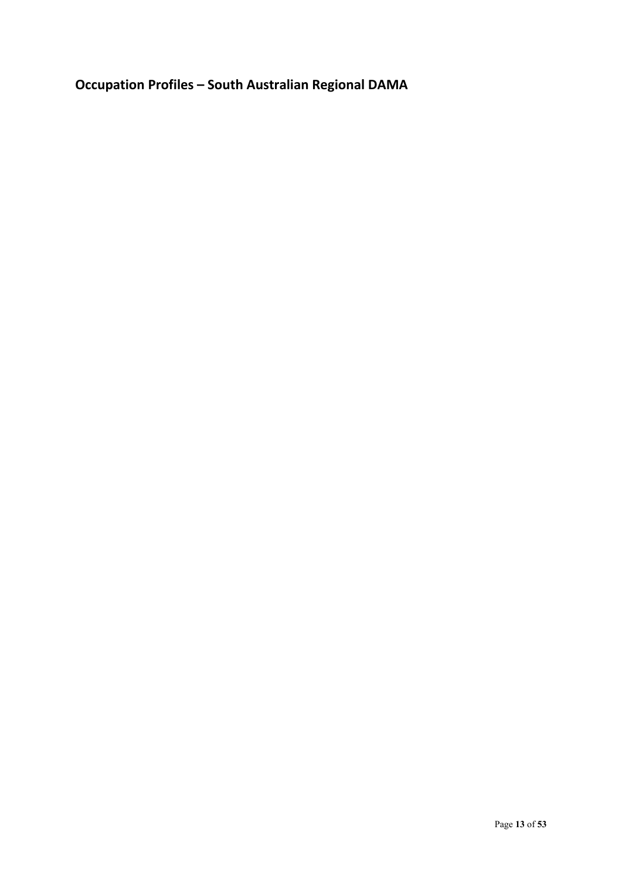## Occupation Profiles – South Australian Regional DAMA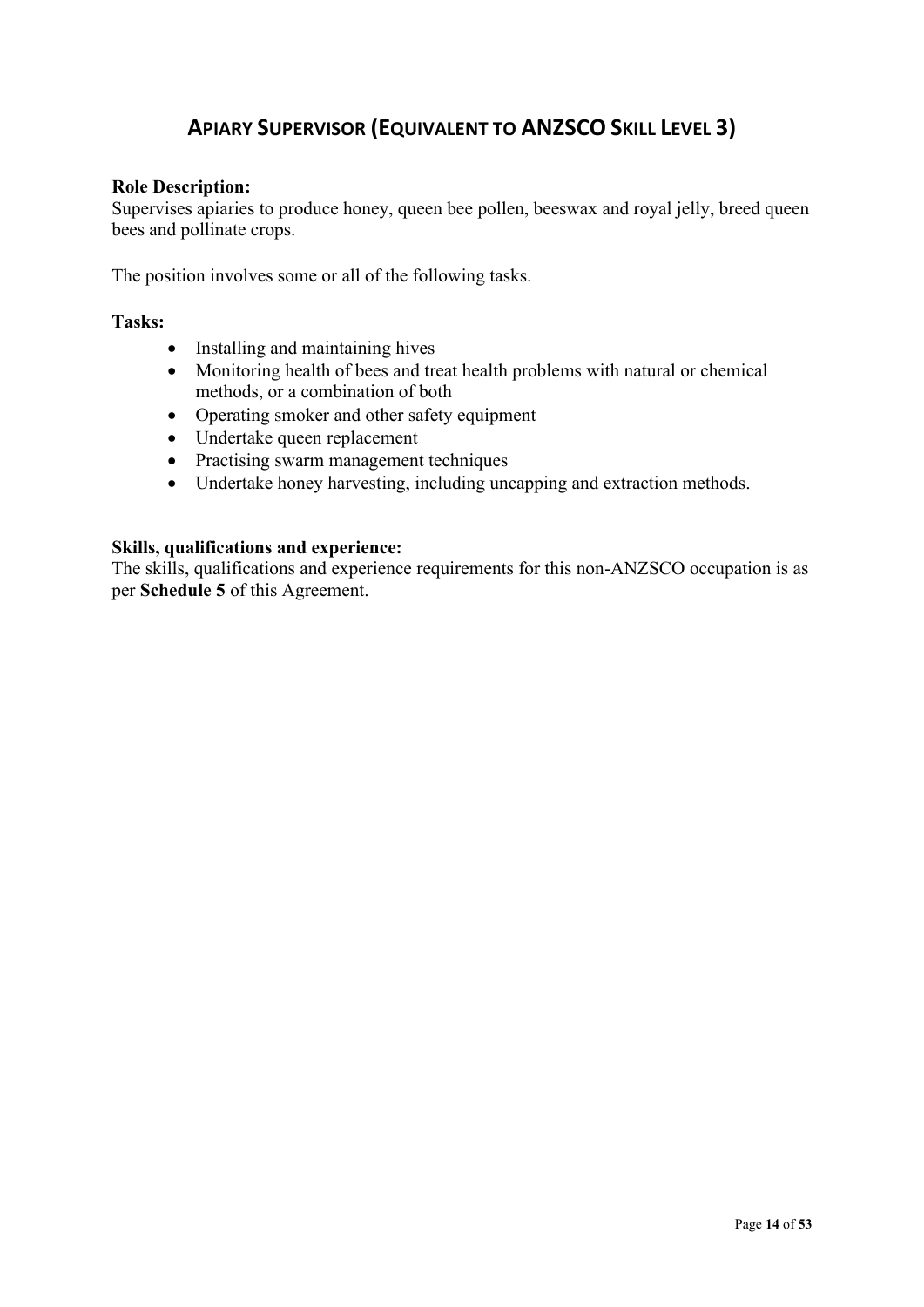# APIARY SUPERVISOR (EQUIVALENT TO ANZSCO SKILL LEVEL 3)

**Role Description:**
Supervises apiaries to produce honey, queen bee pollen, beeswax and royal jelly, breed queen bees and pollinate crops.

The position involves some or all of the following tasks.

**Tasks:**

- Installing and maintaining hives
- Monitoring health of bees and treat health problems with natural or chemical methods, or a combination of both
- Operating smoker and other safety equipment
- Undertake queen replacement
- Practising swarm management techniques
- Undertake honey harvesting, including uncapping and extraction methods.

**Skills, qualifications and experience:**
The skills, qualifications and experience requirements for this non-ANZSCO occupation is as per **Schedule 5** of this Agreement.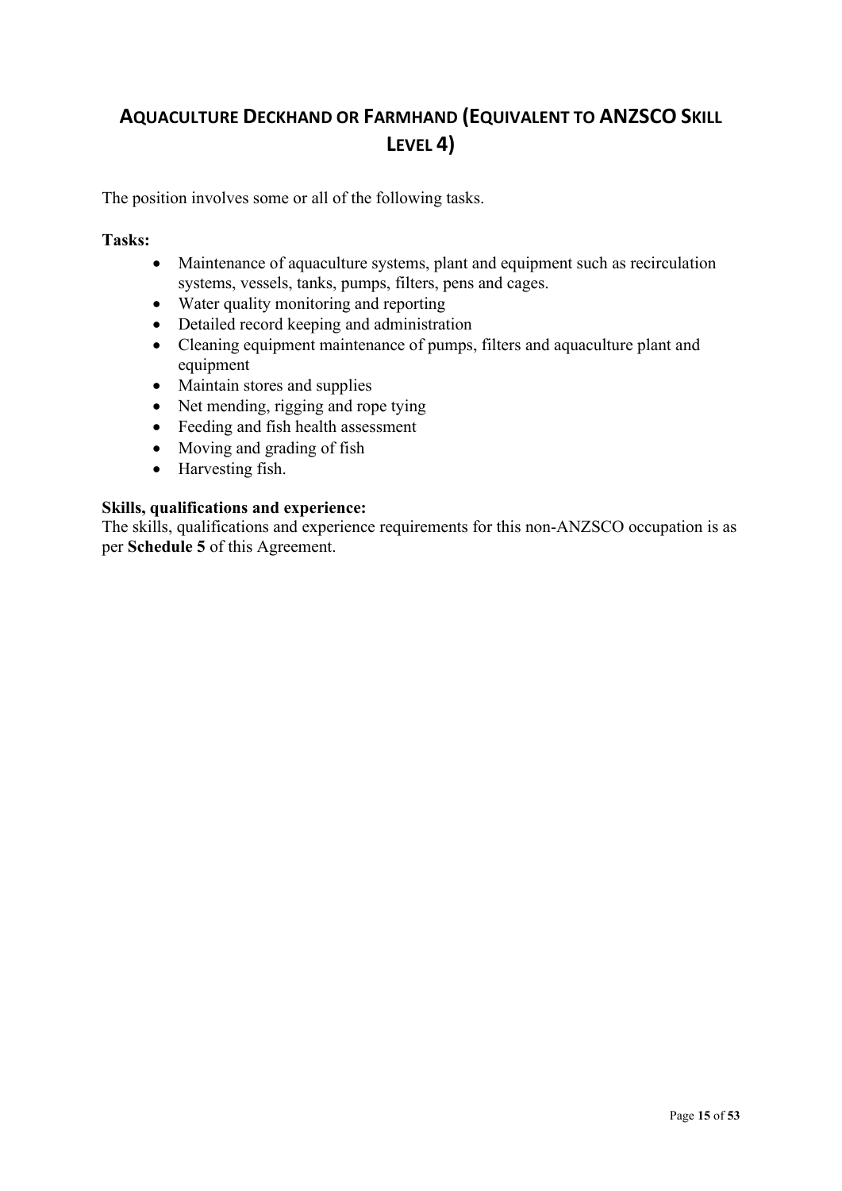## AQUACULTURE DECKHAND OR FARMHAND (EQUIVALENT TO ANZSCO SKILL LEVEL 4)

The position involves some or all of the following tasks.

**Tasks:**

- Maintenance of aquaculture systems, plant and equipment such as recirculation systems, vessels, tanks, pumps, filters, pens and cages.
- Water quality monitoring and reporting
- Detailed record keeping and administration
- Cleaning equipment maintenance of pumps, filters and aquaculture plant and equipment
- Maintain stores and supplies
- Net mending, rigging and rope tying
- Feeding and fish health assessment
- Moving and grading of fish
- Harvesting fish.

**Skills, qualifications and experience:**

The skills, qualifications and experience requirements for this non-ANZSCO occupation is as per **Schedule 5** of this Agreement.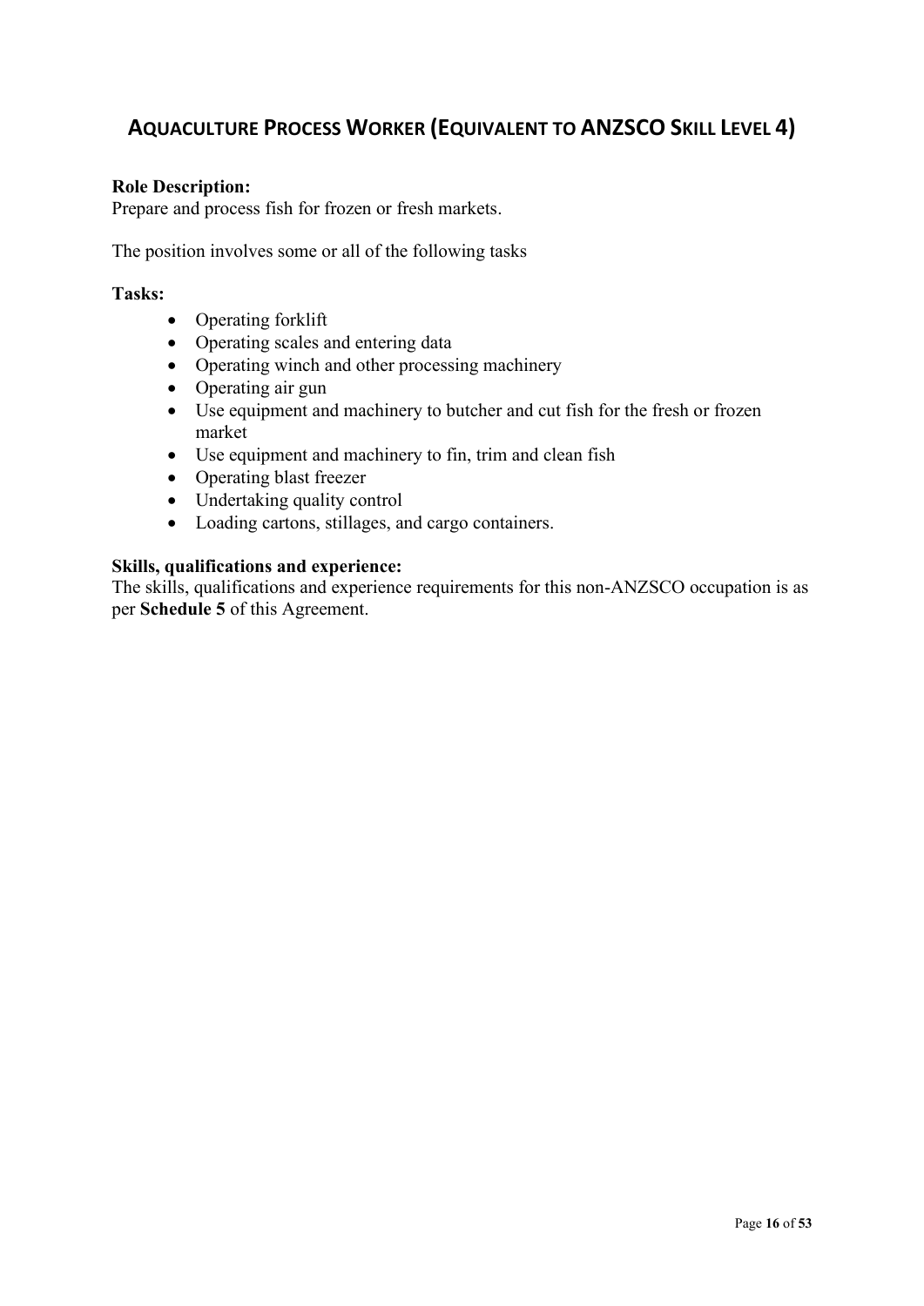## AQUACULTURE PROCESS WORKER (EQUIVALENT TO ANZSCO SKILL LEVEL 4)

**Role Description:**
Prepare and process fish for frozen or fresh markets.

The position involves some or all of the following tasks

**Tasks:**

- Operating forklift
- Operating scales and entering data
- Operating winch and other processing machinery
- Operating air gun
- Use equipment and machinery to butcher and cut fish for the fresh or frozen market
- Use equipment and machinery to fin, trim and clean fish
- Operating blast freezer
- Undertaking quality control
- Loading cartons, stillages, and cargo containers.

**Skills, qualifications and experience:**
The skills, qualifications and experience requirements for this non-ANZSCO occupation is as per **Schedule 5** of this Agreement.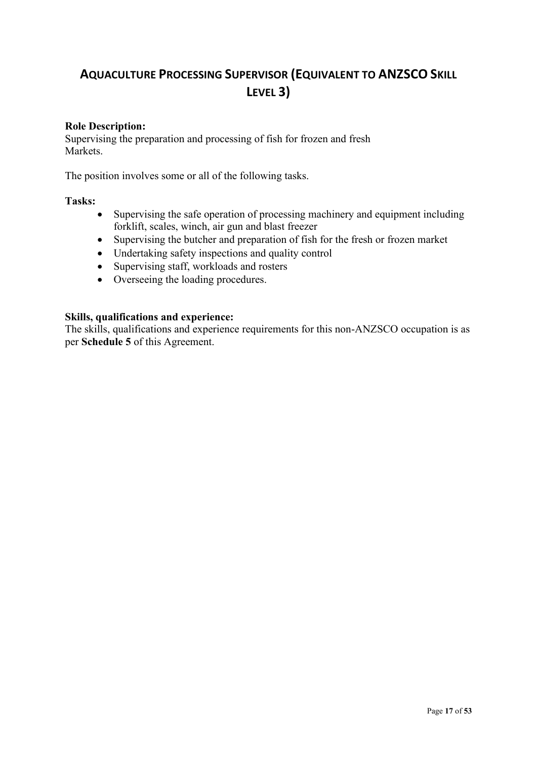## AQUACULTURE PROCESSING SUPERVISOR (EQUIVALENT TO ANZSCO SKILL LEVEL 3)

**Role Description:**
Supervising the preparation and processing of fish for frozen and fresh Markets.

The position involves some or all of the following tasks.

**Tasks:**

- Supervising the safe operation of processing machinery and equipment including forklift, scales, winch, air gun and blast freezer
- Supervising the butcher and preparation of fish for the fresh or frozen market
- Undertaking safety inspections and quality control
- Supervising staff, workloads and rosters
- Overseeing the loading procedures.

**Skills, qualifications and experience:**
The skills, qualifications and experience requirements for this non-ANZSCO occupation is as per **Schedule 5** of this Agreement.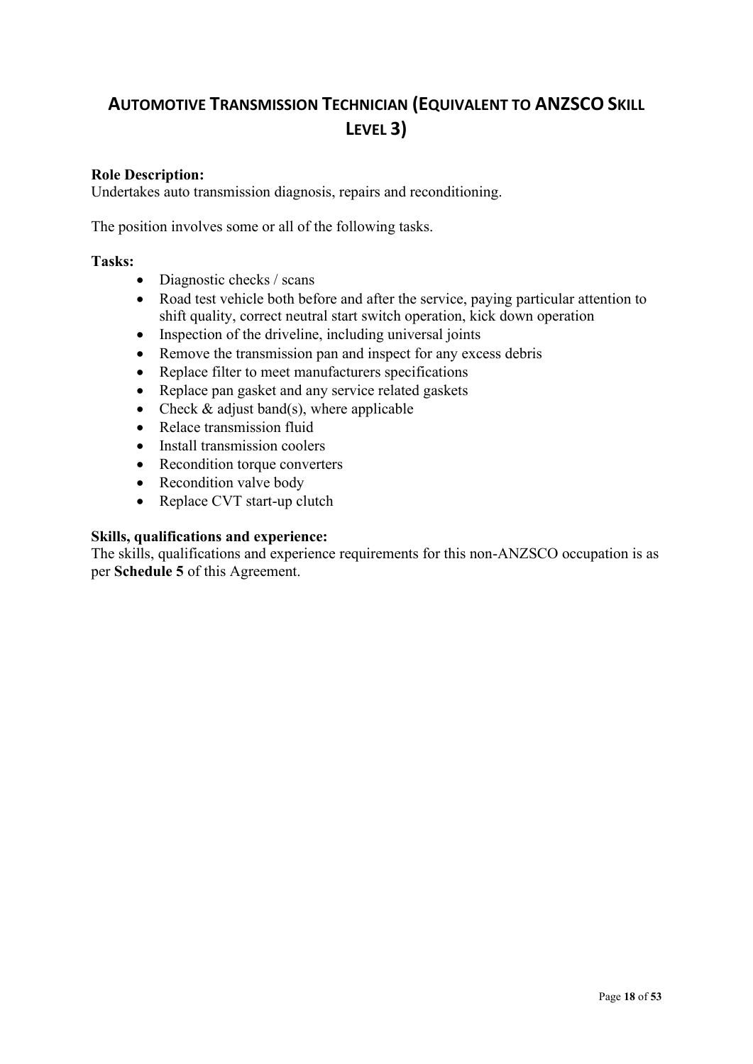# AUTOMOTIVE TRANSMISSION TECHNICIAN (EQUIVALENT TO ANZSCO SKILL LEVEL 3)

**Role Description:**
Undertakes auto transmission diagnosis, repairs and reconditioning.

The position involves some or all of the following tasks.

**Tasks:**

- Diagnostic checks / scans
- Road test vehicle both before and after the service, paying particular attention to shift quality, correct neutral start switch operation, kick down operation
- Inspection of the driveline, including universal joints
- Remove the transmission pan and inspect for any excess debris
- Replace filter to meet manufacturers specifications
- Replace pan gasket and any service related gaskets
- Check & adjust band(s), where applicable
- Relace transmission fluid
- Install transmission coolers
- Recondition torque converters
- Recondition valve body
- Replace CVT start-up clutch

**Skills, qualifications and experience:**
The skills, qualifications and experience requirements for this non-ANZSCO occupation is as per **Schedule 5** of this Agreement.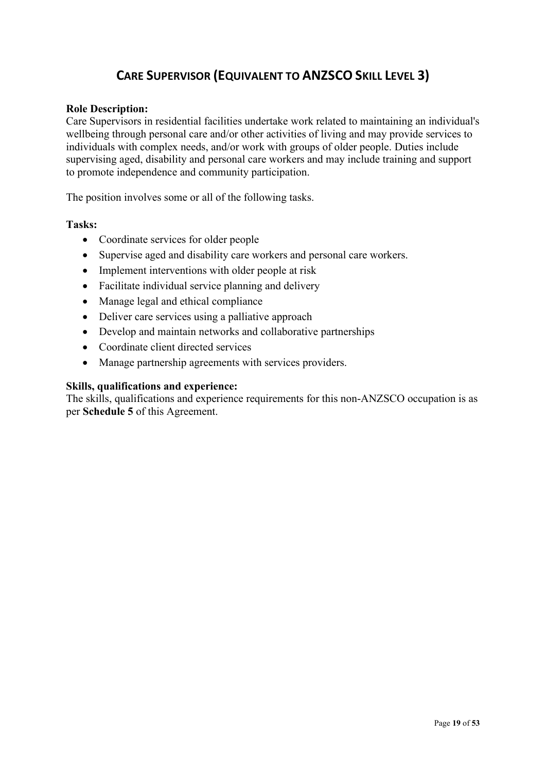## CARE SUPERVISOR (EQUIVALENT TO ANZSCO SKILL LEVEL 3)

**Role Description:**
Care Supervisors in residential facilities undertake work related to maintaining an individual's wellbeing through personal care and/or other activities of living and may provide services to individuals with complex needs, and/or work with groups of older people. Duties include supervising aged, disability and personal care workers and may include training and support to promote independence and community participation.

The position involves some or all of the following tasks.

**Tasks:**

- Coordinate services for older people
- Supervise aged and disability care workers and personal care workers.
- Implement interventions with older people at risk
- Facilitate individual service planning and delivery
- Manage legal and ethical compliance
- Deliver care services using a palliative approach
- Develop and maintain networks and collaborative partnerships
- Coordinate client directed services
- Manage partnership agreements with services providers.

**Skills, qualifications and experience:**
The skills, qualifications and experience requirements for this non-ANZSCO occupation is as per **Schedule 5** of this Agreement.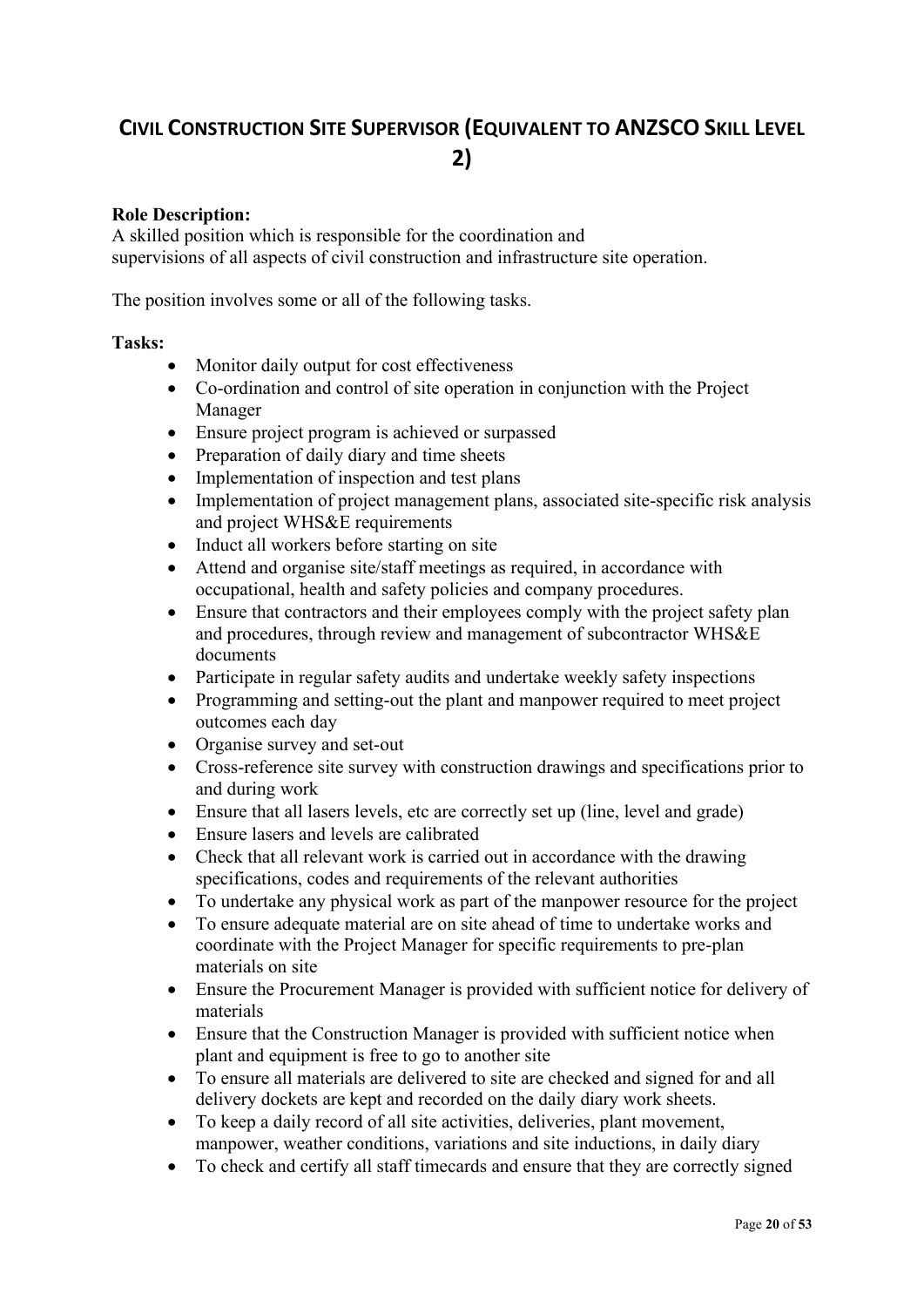## CIVIL CONSTRUCTION SITE SUPERVISOR (EQUIVALENT TO ANZSCO SKILL LEVEL 2)

**Role Description:**
A skilled position which is responsible for the coordination and supervisions of all aspects of civil construction and infrastructure site operation.

The position involves some or all of the following tasks.

**Tasks:**

- Monitor daily output for cost effectiveness
- Co-ordination and control of site operation in conjunction with the Project Manager
- Ensure project program is achieved or surpassed
- Preparation of daily diary and time sheets
- Implementation of inspection and test plans
- Implementation of project management plans, associated site-specific risk analysis and project WHS&E requirements
- Induct all workers before starting on site
- Attend and organise site/staff meetings as required, in accordance with occupational, health and safety policies and company procedures.
- Ensure that contractors and their employees comply with the project safety plan and procedures, through review and management of subcontractor WHS&E documents
- Participate in regular safety audits and undertake weekly safety inspections
- Programming and setting-out the plant and manpower required to meet project outcomes each day
- Organise survey and set-out
- Cross-reference site survey with construction drawings and specifications prior to and during work
- Ensure that all lasers levels, etc are correctly set up (line, level and grade)
- Ensure lasers and levels are calibrated
- Check that all relevant work is carried out in accordance with the drawing specifications, codes and requirements of the relevant authorities
- To undertake any physical work as part of the manpower resource for the project
- To ensure adequate material are on site ahead of time to undertake works and coordinate with the Project Manager for specific requirements to pre-plan materials on site
- Ensure the Procurement Manager is provided with sufficient notice for delivery of materials
- Ensure that the Construction Manager is provided with sufficient notice when plant and equipment is free to go to another site
- To ensure all materials are delivered to site are checked and signed for and all delivery dockets are kept and recorded on the daily diary work sheets.
- To keep a daily record of all site activities, deliveries, plant movement, manpower, weather conditions, variations and site inductions, in daily diary
- To check and certify all staff timecards and ensure that they are correctly signed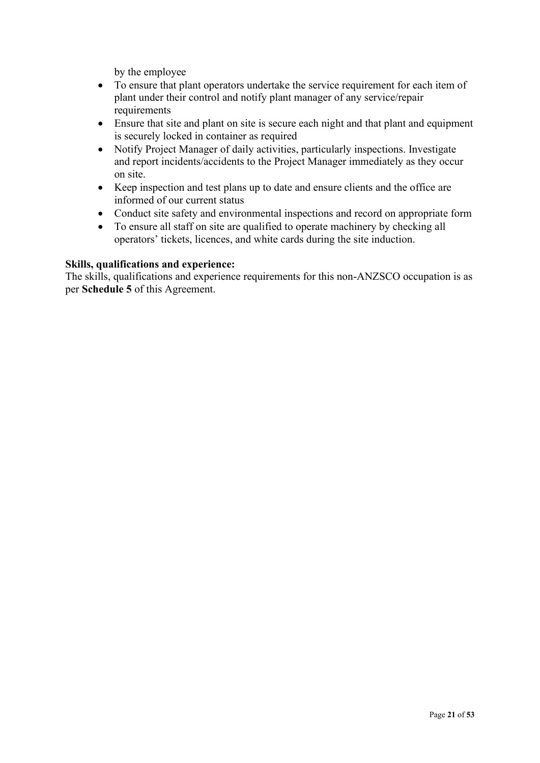by the employee

- To ensure that plant operators undertake the service requirement for each item of plant under their control and notify plant manager of any service/repair requirements
- Ensure that site and plant on site is secure each night and that plant and equipment is securely locked in container as required
- Notify Project Manager of daily activities, particularly inspections. Investigate and report incidents/accidents to the Project Manager immediately as they occur on site.
- Keep inspection and test plans up to date and ensure clients and the office are informed of our current status
- Conduct site safety and environmental inspections and record on appropriate form
- To ensure all staff on site are qualified to operate machinery by checking all operators' tickets, licences, and white cards during the site induction.

**Skills, qualifications and experience:**
The skills, qualifications and experience requirements for this non-ANZSCO occupation is as per **Schedule 5** of this Agreement.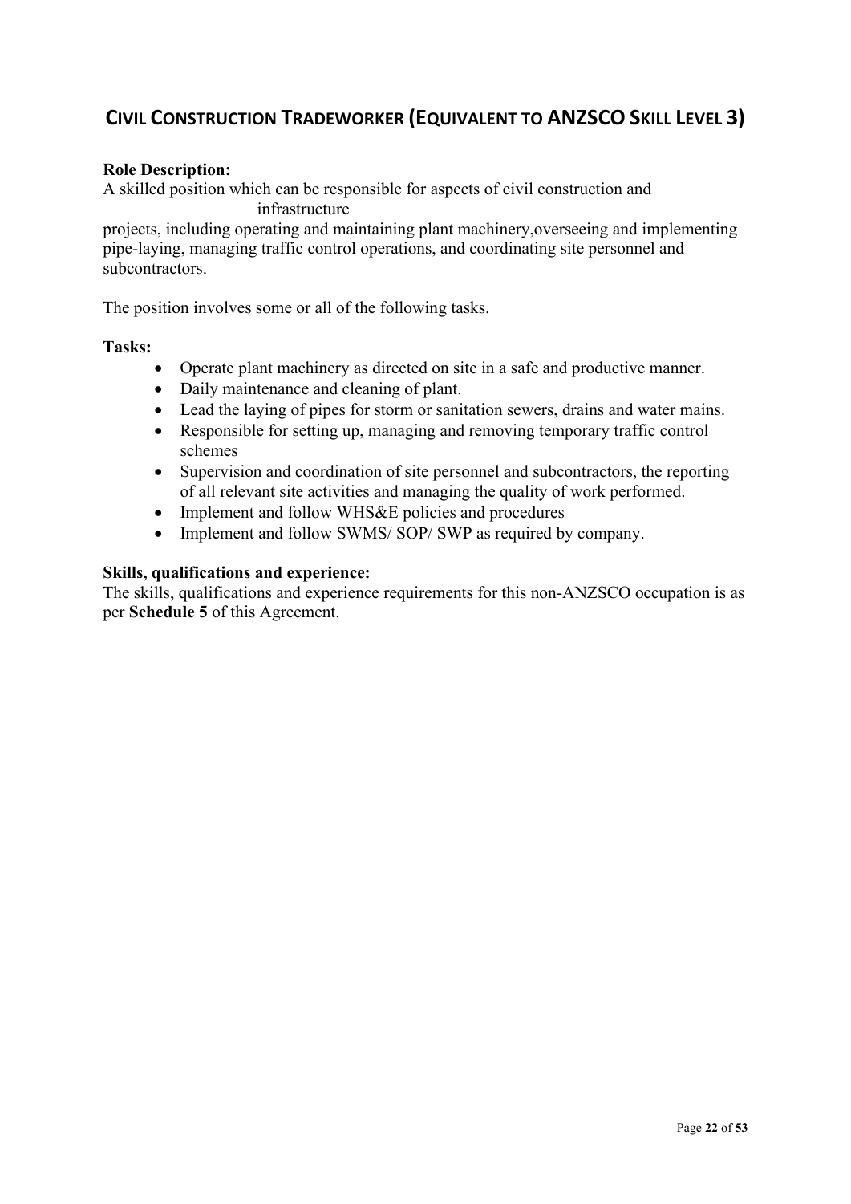## Civil Construction Tradeworker (Equivalent to ANZSCO Skill Level 3)

**Role Description:**
A skilled position which can be responsible for aspects of civil construction and infrastructure projects, including operating and maintaining plant machinery,overseeing and implementing pipe-laying, managing traffic control operations, and coordinating site personnel and subcontractors.

The position involves some or all of the following tasks.

**Tasks:**

- Operate plant machinery as directed on site in a safe and productive manner.
- Daily maintenance and cleaning of plant.
- Lead the laying of pipes for storm or sanitation sewers, drains and water mains.
- Responsible for setting up, managing and removing temporary traffic control schemes
- Supervision and coordination of site personnel and subcontractors, the reporting of all relevant site activities and managing the quality of work performed.
- Implement and follow WHS&E policies and procedures
- Implement and follow SWMS/ SOP/ SWP as required by company.

**Skills, qualifications and experience:**
The skills, qualifications and experience requirements for this non-ANZSCO occupation is as per **Schedule 5** of this Agreement.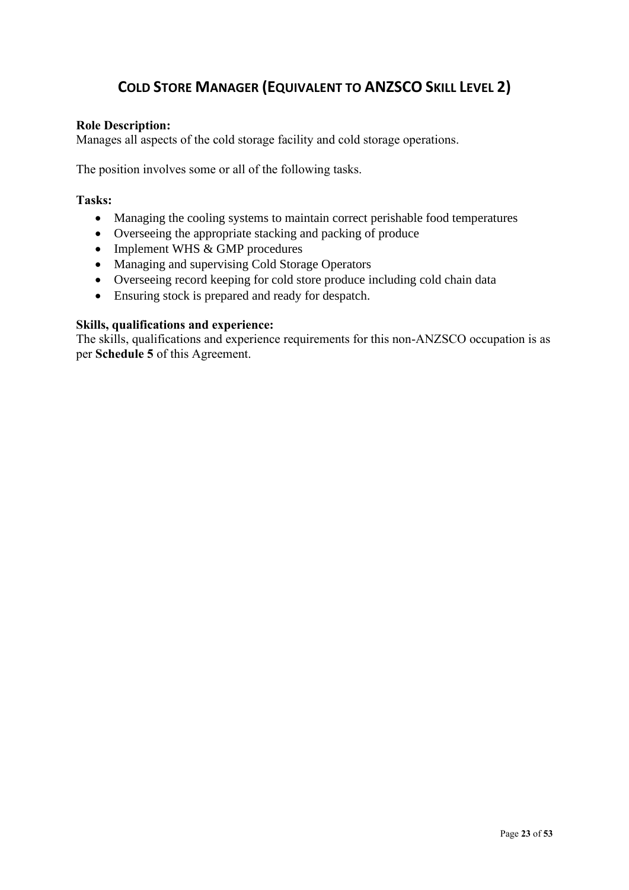## COLD STORE MANAGER (EQUIVALENT TO ANZSCO SKILL LEVEL 2)

**Role Description:**
Manages all aspects of the cold storage facility and cold storage operations.

The position involves some or all of the following tasks.

**Tasks:**

- Managing the cooling systems to maintain correct perishable food temperatures
- Overseeing the appropriate stacking and packing of produce
- Implement WHS & GMP procedures
- Managing and supervising Cold Storage Operators
- Overseeing record keeping for cold store produce including cold chain data
- Ensuring stock is prepared and ready for despatch.

**Skills, qualifications and experience:**
The skills, qualifications and experience requirements for this non-ANZSCO occupation is as per **Schedule 5** of this Agreement.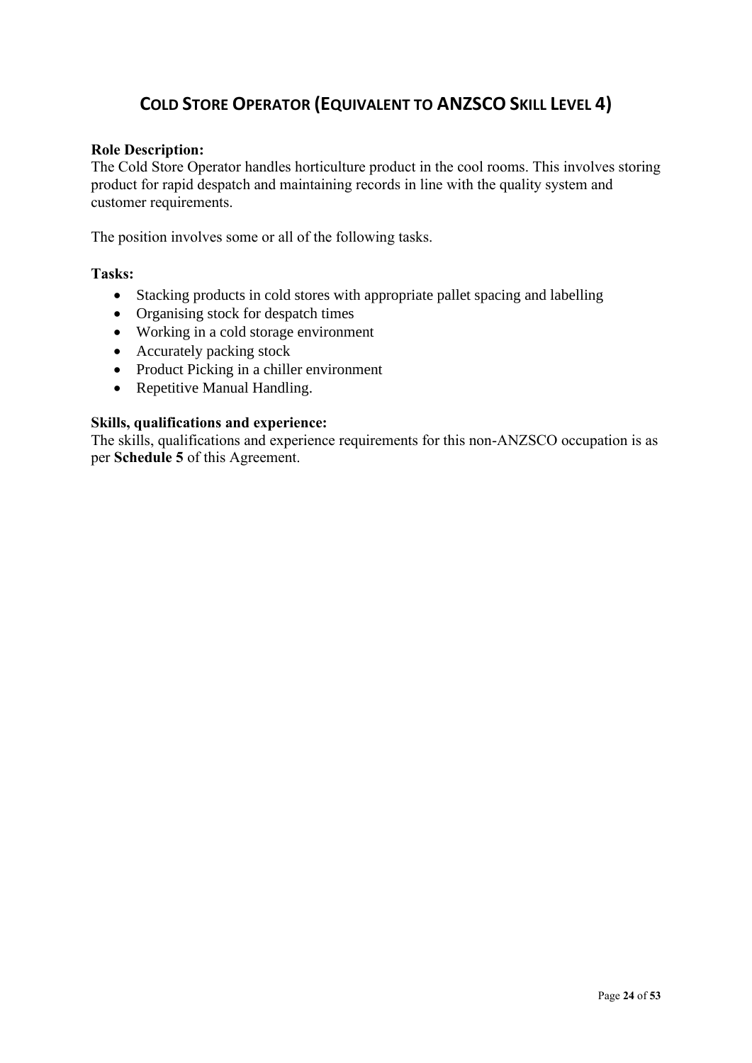## COLD STORE OPERATOR (EQUIVALENT TO ANZSCO SKILL LEVEL 4)

**Role Description:**
The Cold Store Operator handles horticulture product in the cool rooms. This involves storing product for rapid despatch and maintaining records in line with the quality system and customer requirements.

The position involves some or all of the following tasks.

**Tasks:**

- Stacking products in cold stores with appropriate pallet spacing and labelling
- Organising stock for despatch times
- Working in a cold storage environment
- Accurately packing stock
- Product Picking in a chiller environment
- Repetitive Manual Handling.

**Skills, qualifications and experience:**
The skills, qualifications and experience requirements for this non-ANZSCO occupation is as per **Schedule 5** of this Agreement.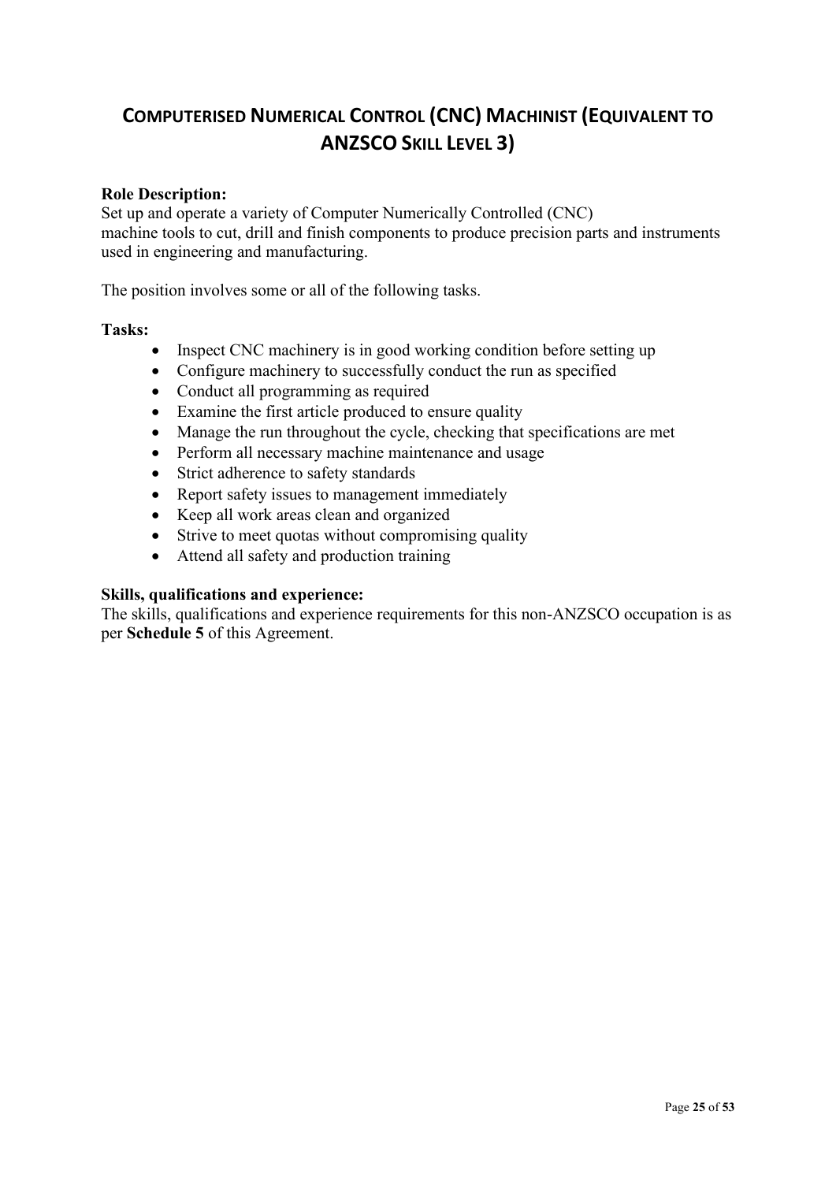# COMPUTERISED NUMERICAL CONTROL (CNC) MACHINIST (EQUIVALENT TO ANZSCO SKILL LEVEL 3)

**Role Description:**
Set up and operate a variety of Computer Numerically Controlled (CNC) machine tools to cut, drill and finish components to produce precision parts and instruments used in engineering and manufacturing.

The position involves some or all of the following tasks.

**Tasks:**

- Inspect CNC machinery is in good working condition before setting up
- Configure machinery to successfully conduct the run as specified
- Conduct all programming as required
- Examine the first article produced to ensure quality
- Manage the run throughout the cycle, checking that specifications are met
- Perform all necessary machine maintenance and usage
- Strict adherence to safety standards
- Report safety issues to management immediately
- Keep all work areas clean and organized
- Strive to meet quotas without compromising quality
- Attend all safety and production training

**Skills, qualifications and experience:**
The skills, qualifications and experience requirements for this non-ANZSCO occupation is as per **Schedule 5** of this Agreement.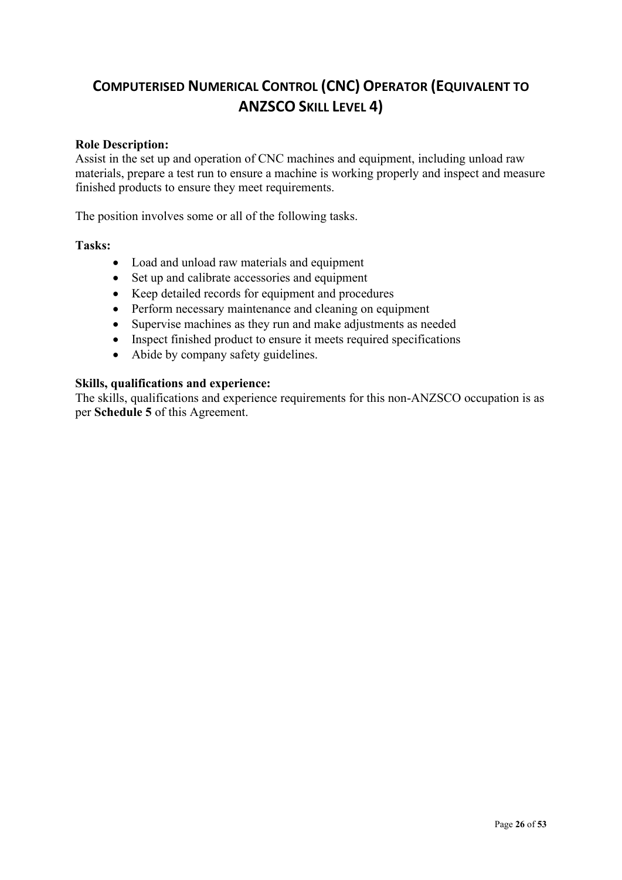# Computerised Numerical Control (CNC) Operator (Equivalent to ANZSCO Skill Level 4)

**Role Description:**
Assist in the set up and operation of CNC machines and equipment, including unload raw materials, prepare a test run to ensure a machine is working properly and inspect and measure finished products to ensure they meet requirements.

The position involves some or all of the following tasks.

**Tasks:**

- Load and unload raw materials and equipment
- Set up and calibrate accessories and equipment
- Keep detailed records for equipment and procedures
- Perform necessary maintenance and cleaning on equipment
- Supervise machines as they run and make adjustments as needed
- Inspect finished product to ensure it meets required specifications
- Abide by company safety guidelines.

**Skills, qualifications and experience:**
The skills, qualifications and experience requirements for this non-ANZSCO occupation is as per **Schedule 5** of this Agreement.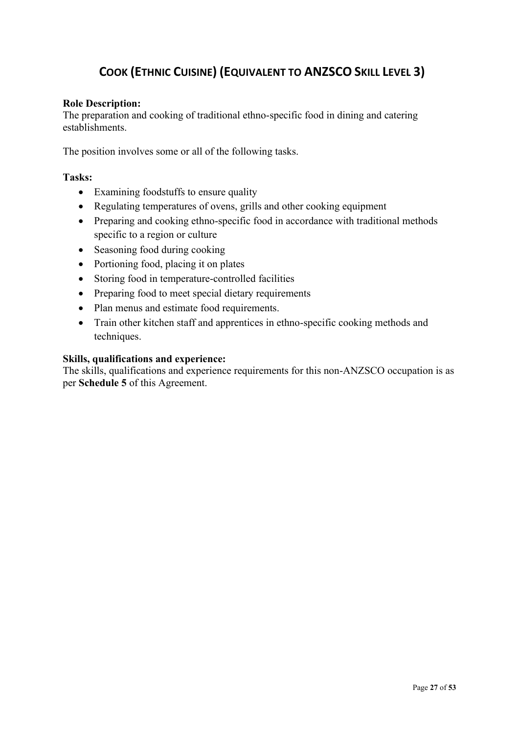# COOK (ETHNIC CUISINE) (EQUIVALENT TO ANZSCO SKILL LEVEL 3)

**Role Description:**
The preparation and cooking of traditional ethno-specific food in dining and catering establishments.

The position involves some or all of the following tasks.

**Tasks:**

- Examining foodstuffs to ensure quality
- Regulating temperatures of ovens, grills and other cooking equipment
- Preparing and cooking ethno-specific food in accordance with traditional methods specific to a region or culture
- Seasoning food during cooking
- Portioning food, placing it on plates
- Storing food in temperature-controlled facilities
- Preparing food to meet special dietary requirements
- Plan menus and estimate food requirements.
- Train other kitchen staff and apprentices in ethno-specific cooking methods and techniques.

**Skills, qualifications and experience:**
The skills, qualifications and experience requirements for this non-ANZSCO occupation is as per **Schedule 5** of this Agreement.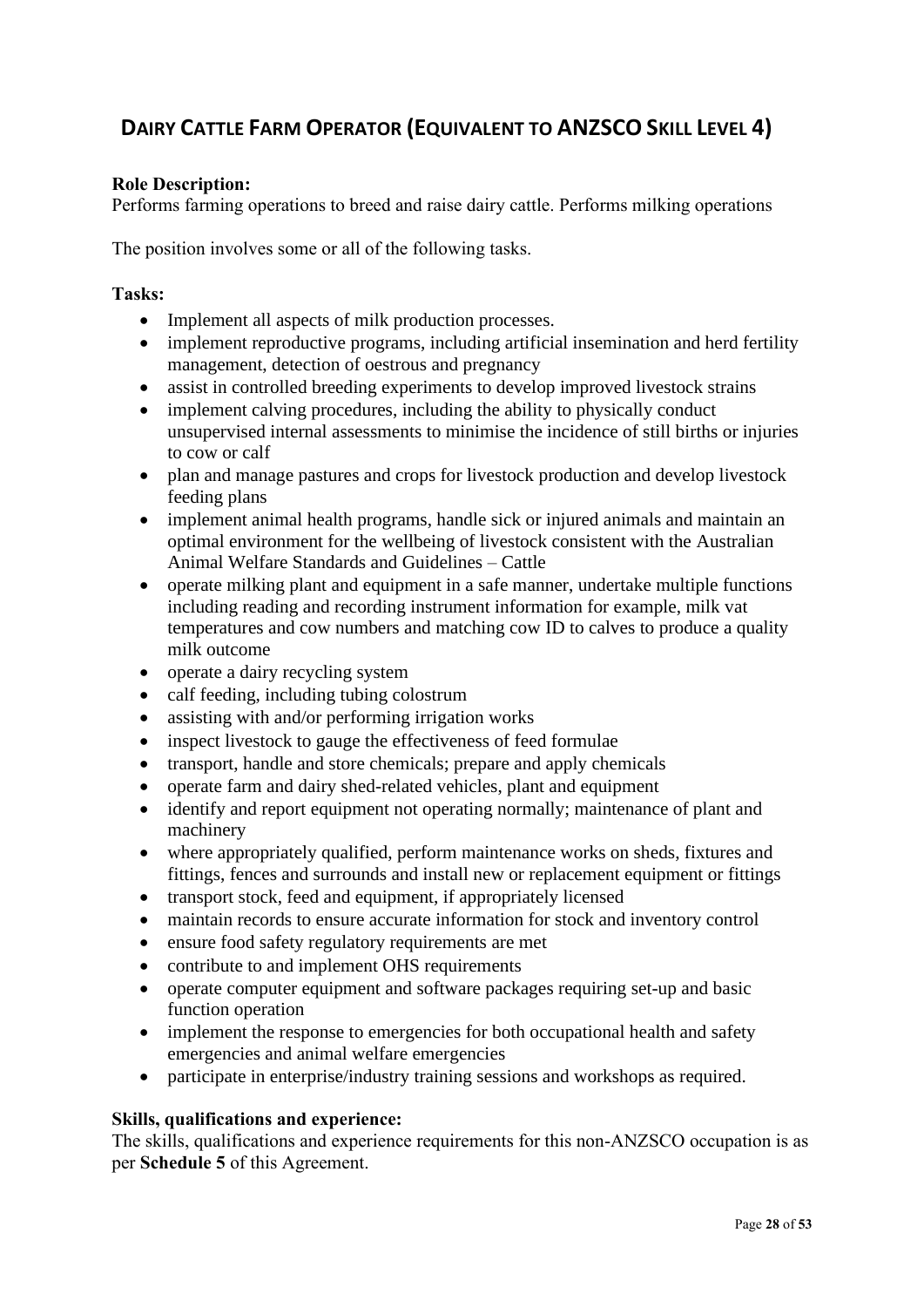## DAIRY CATTLE FARM OPERATOR (EQUIVALENT TO ANZSCO SKILL LEVEL 4)

**Role Description:**
Performs farming operations to breed and raise dairy cattle. Performs milking operations

The position involves some or all of the following tasks.

**Tasks:**

- Implement all aspects of milk production processes.
- implement reproductive programs, including artificial insemination and herd fertility management, detection of oestrous and pregnancy
- assist in controlled breeding experiments to develop improved livestock strains
- implement calving procedures, including the ability to physically conduct unsupervised internal assessments to minimise the incidence of still births or injuries to cow or calf
- plan and manage pastures and crops for livestock production and develop livestock feeding plans
- implement animal health programs, handle sick or injured animals and maintain an optimal environment for the wellbeing of livestock consistent with the Australian Animal Welfare Standards and Guidelines – Cattle
- operate milking plant and equipment in a safe manner, undertake multiple functions including reading and recording instrument information for example, milk vat temperatures and cow numbers and matching cow ID to calves to produce a quality milk outcome
- operate a dairy recycling system
- calf feeding, including tubing colostrum
- assisting with and/or performing irrigation works
- inspect livestock to gauge the effectiveness of feed formulae
- transport, handle and store chemicals; prepare and apply chemicals
- operate farm and dairy shed-related vehicles, plant and equipment
- identify and report equipment not operating normally; maintenance of plant and machinery
- where appropriately qualified, perform maintenance works on sheds, fixtures and fittings, fences and surrounds and install new or replacement equipment or fittings
- transport stock, feed and equipment, if appropriately licensed
- maintain records to ensure accurate information for stock and inventory control
- ensure food safety regulatory requirements are met
- contribute to and implement OHS requirements
- operate computer equipment and software packages requiring set-up and basic function operation
- implement the response to emergencies for both occupational health and safety emergencies and animal welfare emergencies
- participate in enterprise/industry training sessions and workshops as required.

**Skills, qualifications and experience:**
The skills, qualifications and experience requirements for this non-ANZSCO occupation is as per **Schedule 5** of this Agreement.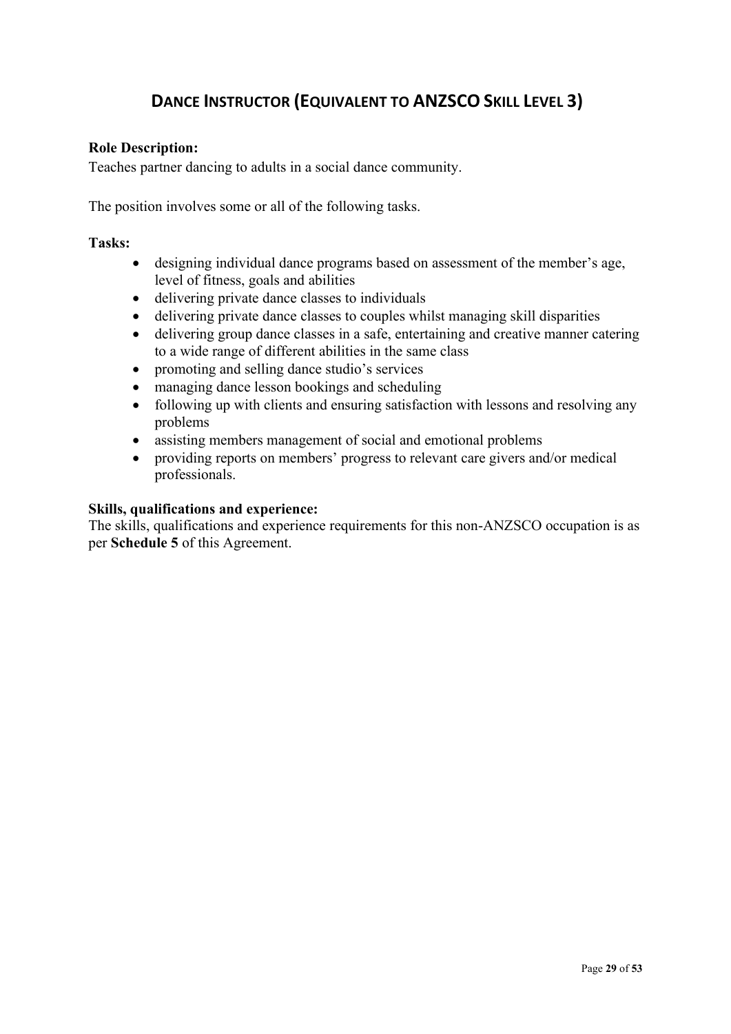# DANCE INSTRUCTOR (EQUIVALENT TO ANZSCO SKILL LEVEL 3)

**Role Description:**
Teaches partner dancing to adults in a social dance community.

The position involves some or all of the following tasks.

**Tasks:**

- designing individual dance programs based on assessment of the member's age, level of fitness, goals and abilities
- delivering private dance classes to individuals
- delivering private dance classes to couples whilst managing skill disparities
- delivering group dance classes in a safe, entertaining and creative manner catering to a wide range of different abilities in the same class
- promoting and selling dance studio's services
- managing dance lesson bookings and scheduling
- following up with clients and ensuring satisfaction with lessons and resolving any problems
- assisting members management of social and emotional problems
- providing reports on members' progress to relevant care givers and/or medical professionals.

**Skills, qualifications and experience:**
The skills, qualifications and experience requirements for this non-ANZSCO occupation is as per **Schedule 5** of this Agreement.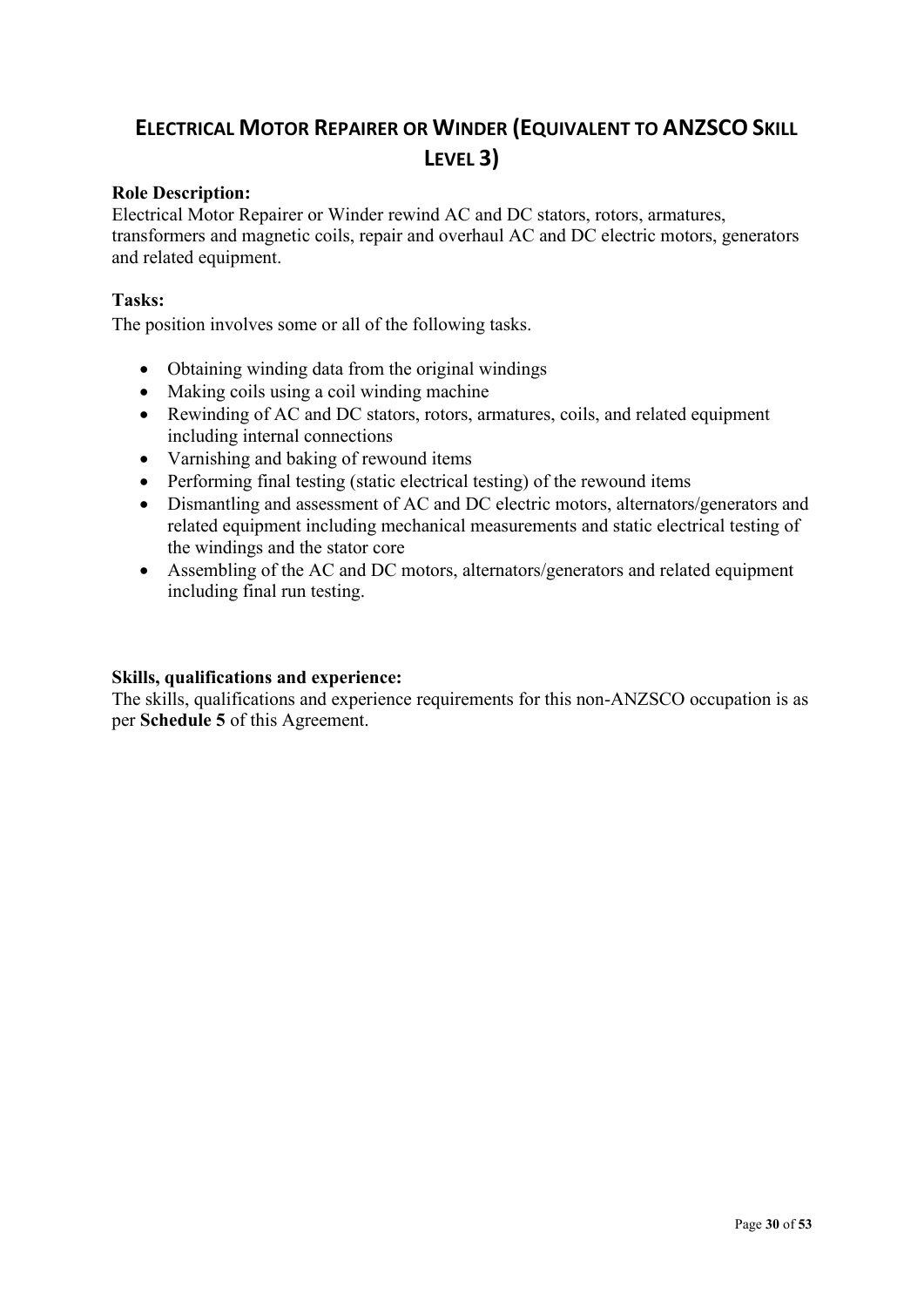## ELECTRICAL MOTOR REPAIRER OR WINDER (EQUIVALENT TO ANZSCO SKILL LEVEL 3)

**Role Description:**
Electrical Motor Repairer or Winder rewind AC and DC stators, rotors, armatures, transformers and magnetic coils, repair and overhaul AC and DC electric motors, generators and related equipment.

**Tasks:**
The position involves some or all of the following tasks.

- Obtaining winding data from the original windings
- Making coils using a coil winding machine
- Rewinding of AC and DC stators, rotors, armatures, coils, and related equipment including internal connections
- Varnishing and baking of rewound items
- Performing final testing (static electrical testing) of the rewound items
- Dismantling and assessment of AC and DC electric motors, alternators/generators and related equipment including mechanical measurements and static electrical testing of the windings and the stator core
- Assembling of the AC and DC motors, alternators/generators and related equipment including final run testing.

**Skills, qualifications and experience:**
The skills, qualifications and experience requirements for this non-ANZSCO occupation is as per **Schedule 5** of this Agreement.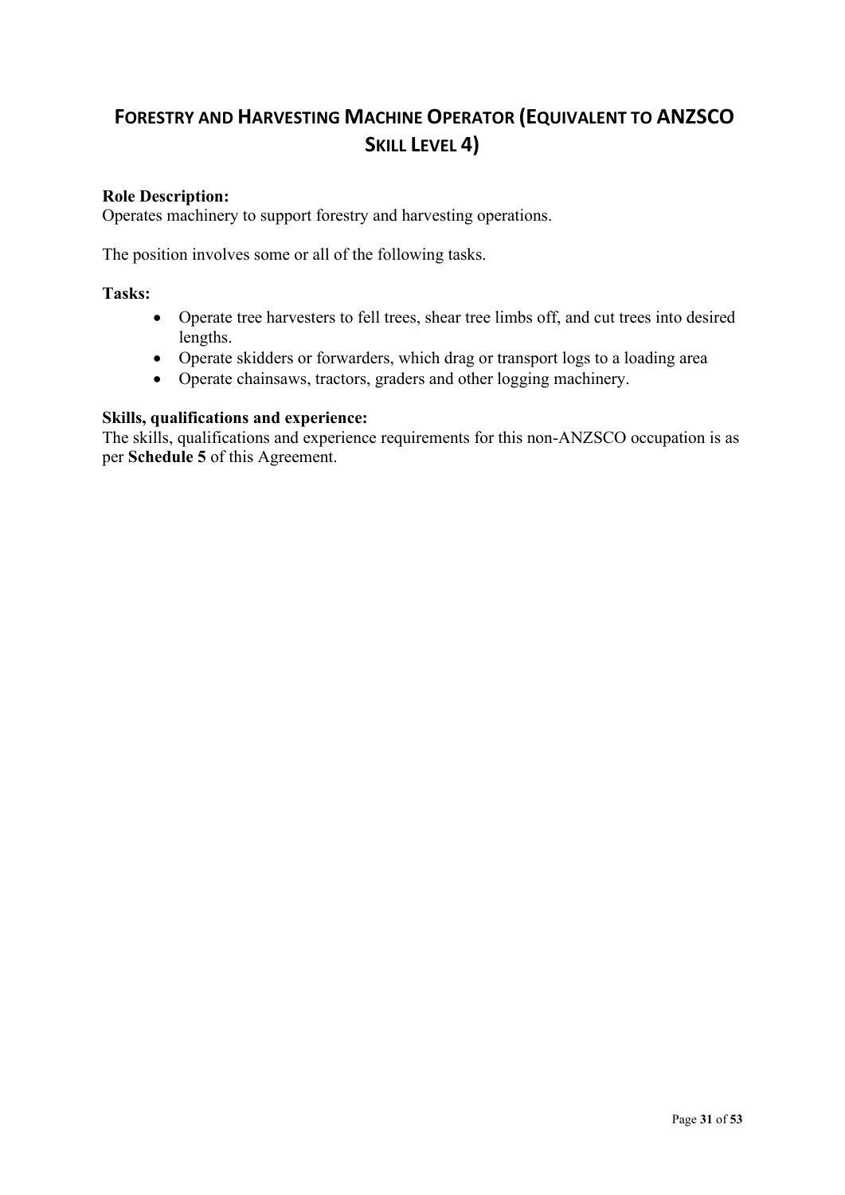# Forestry and Harvesting Machine Operator (Equivalent to ANZSCO Skill Level 4)

**Role Description:**
Operates machinery to support forestry and harvesting operations.

The position involves some or all of the following tasks.

**Tasks:**

- Operate tree harvesters to fell trees, shear tree limbs off, and cut trees into desired lengths.
- Operate skidders or forwarders, which drag or transport logs to a loading area
- Operate chainsaws, tractors, graders and other logging machinery.

**Skills, qualifications and experience:**
The skills, qualifications and experience requirements for this non-ANZSCO occupation is as per **Schedule 5** of this Agreement.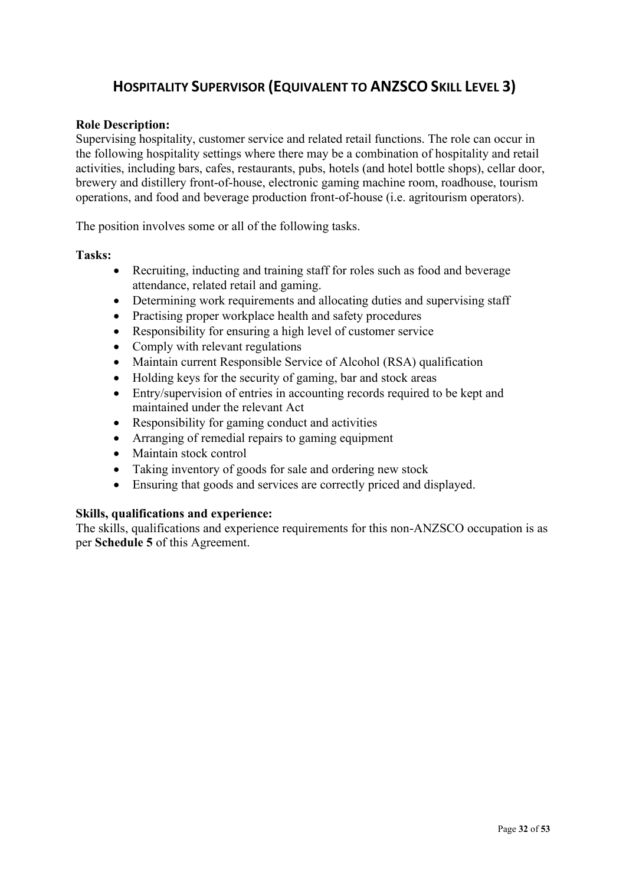## Hospitality Supervisor (Equivalent to ANZSCO Skill Level 3)

**Role Description:**
Supervising hospitality, customer service and related retail functions. The role can occur in the following hospitality settings where there may be a combination of hospitality and retail activities, including bars, cafes, restaurants, pubs, hotels (and hotel bottle shops), cellar door, brewery and distillery front-of-house, electronic gaming machine room, roadhouse, tourism operations, and food and beverage production front-of-house (i.e. agritourism operators).

The position involves some or all of the following tasks.

**Tasks:**

- Recruiting, inducting and training staff for roles such as food and beverage attendance, related retail and gaming.
- Determining work requirements and allocating duties and supervising staff
- Practising proper workplace health and safety procedures
- Responsibility for ensuring a high level of customer service
- Comply with relevant regulations
- Maintain current Responsible Service of Alcohol (RSA) qualification
- Holding keys for the security of gaming, bar and stock areas
- Entry/supervision of entries in accounting records required to be kept and maintained under the relevant Act
- Responsibility for gaming conduct and activities
- Arranging of remedial repairs to gaming equipment
- Maintain stock control
- Taking inventory of goods for sale and ordering new stock
- Ensuring that goods and services are correctly priced and displayed.

**Skills, qualifications and experience:**
The skills, qualifications and experience requirements for this non-ANZSCO occupation is as per **Schedule 5** of this Agreement.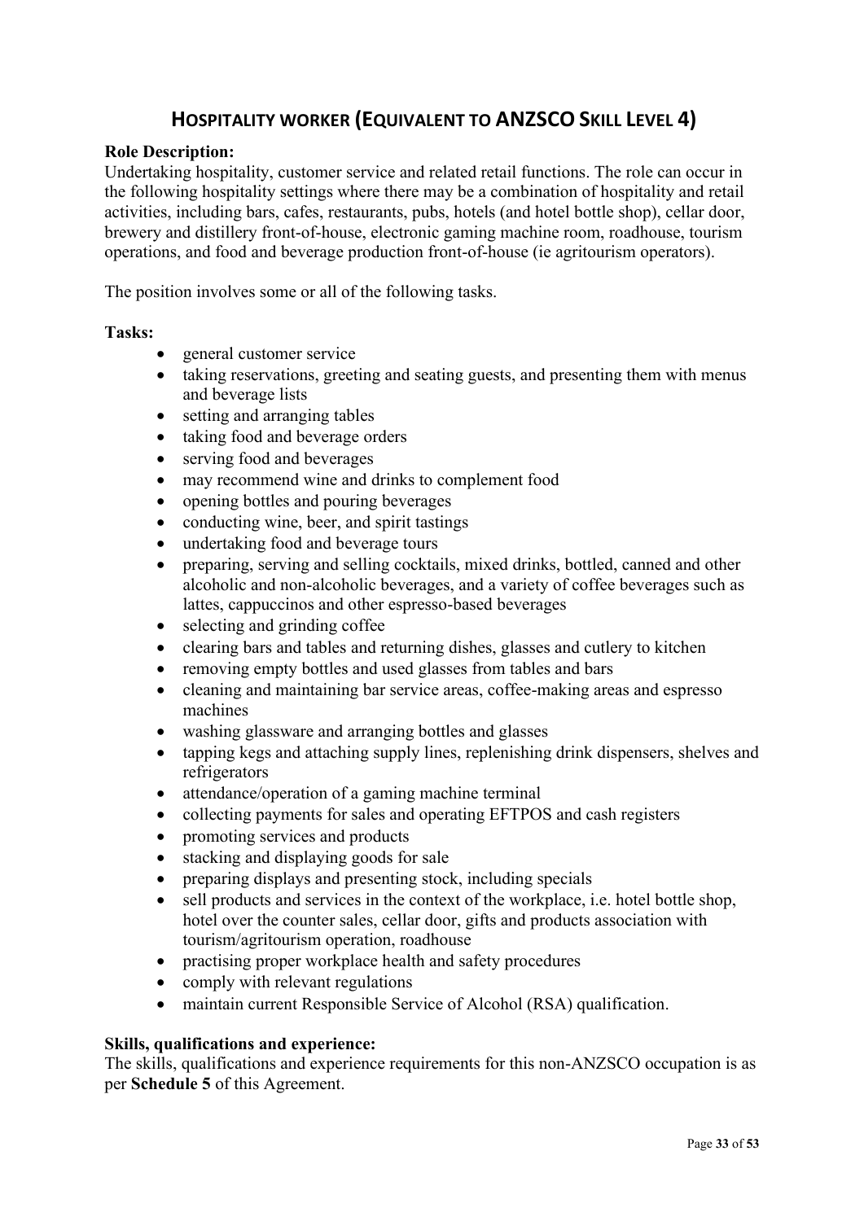# Hospitality worker (Equivalent to ANZSCO Skill Level 4)

**Role Description:**
Undertaking hospitality, customer service and related retail functions. The role can occur in the following hospitality settings where there may be a combination of hospitality and retail activities, including bars, cafes, restaurants, pubs, hotels (and hotel bottle shop), cellar door, brewery and distillery front-of-house, electronic gaming machine room, roadhouse, tourism operations, and food and beverage production front-of-house (ie agritourism operators).

The position involves some or all of the following tasks.

**Tasks:**

- general customer service
- taking reservations, greeting and seating guests, and presenting them with menus and beverage lists
- setting and arranging tables
- taking food and beverage orders
- serving food and beverages
- may recommend wine and drinks to complement food
- opening bottles and pouring beverages
- conducting wine, beer, and spirit tastings
- undertaking food and beverage tours
- preparing, serving and selling cocktails, mixed drinks, bottled, canned and other alcoholic and non-alcoholic beverages, and a variety of coffee beverages such as lattes, cappuccinos and other espresso-based beverages
- selecting and grinding coffee
- clearing bars and tables and returning dishes, glasses and cutlery to kitchen
- removing empty bottles and used glasses from tables and bars
- cleaning and maintaining bar service areas, coffee-making areas and espresso machines
- washing glassware and arranging bottles and glasses
- tapping kegs and attaching supply lines, replenishing drink dispensers, shelves and refrigerators
- attendance/operation of a gaming machine terminal
- collecting payments for sales and operating EFTPOS and cash registers
- promoting services and products
- stacking and displaying goods for sale
- preparing displays and presenting stock, including specials
- sell products and services in the context of the workplace, i.e. hotel bottle shop, hotel over the counter sales, cellar door, gifts and products association with tourism/agritourism operation, roadhouse
- practising proper workplace health and safety procedures
- comply with relevant regulations
- maintain current Responsible Service of Alcohol (RSA) qualification.

**Skills, qualifications and experience:**
The skills, qualifications and experience requirements for this non-ANZSCO occupation is as per **Schedule 5** of this Agreement.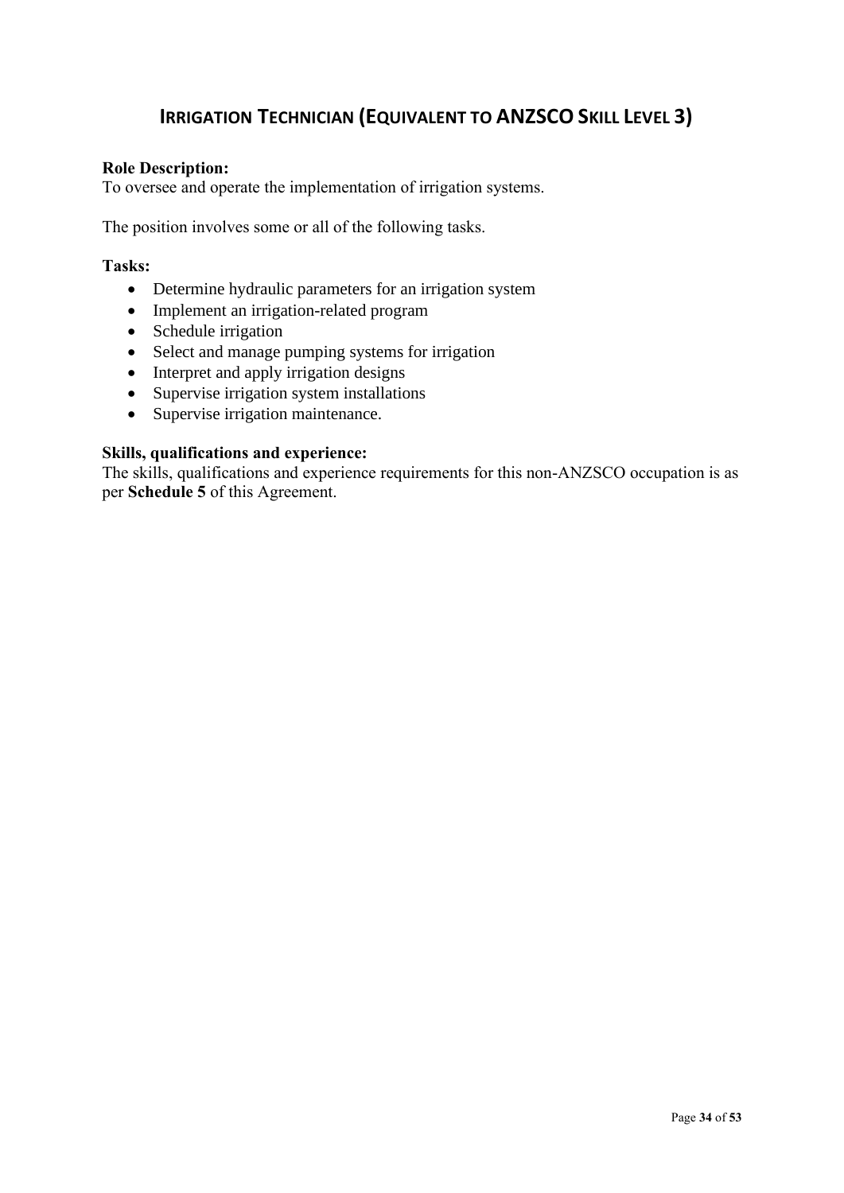## Irrigation Technician (Equivalent to ANZSCO Skill Level 3)

**Role Description:**
To oversee and operate the implementation of irrigation systems.

The position involves some or all of the following tasks.

**Tasks:**

- Determine hydraulic parameters for an irrigation system
- Implement an irrigation-related program
- Schedule irrigation
- Select and manage pumping systems for irrigation
- Interpret and apply irrigation designs
- Supervise irrigation system installations
- Supervise irrigation maintenance.

**Skills, qualifications and experience:**
The skills, qualifications and experience requirements for this non-ANZSCO occupation is as per **Schedule 5** of this Agreement.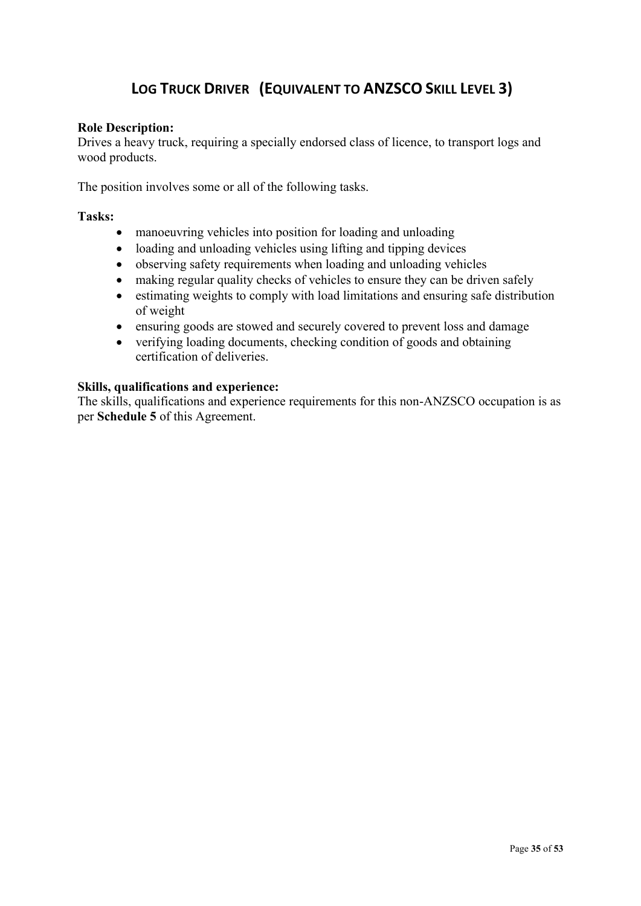# Log Truck Driver (Equivalent to ANZSCO Skill Level 3)

**Role Description:**
Drives a heavy truck, requiring a specially endorsed class of licence, to transport logs and wood products.

The position involves some or all of the following tasks.

**Tasks:**

- manoeuvring vehicles into position for loading and unloading
- loading and unloading vehicles using lifting and tipping devices
- observing safety requirements when loading and unloading vehicles
- making regular quality checks of vehicles to ensure they can be driven safely
- estimating weights to comply with load limitations and ensuring safe distribution of weight
- ensuring goods are stowed and securely covered to prevent loss and damage
- verifying loading documents, checking condition of goods and obtaining certification of deliveries.

**Skills, qualifications and experience:**
The skills, qualifications and experience requirements for this non-ANZSCO occupation is as per **Schedule 5** of this Agreement.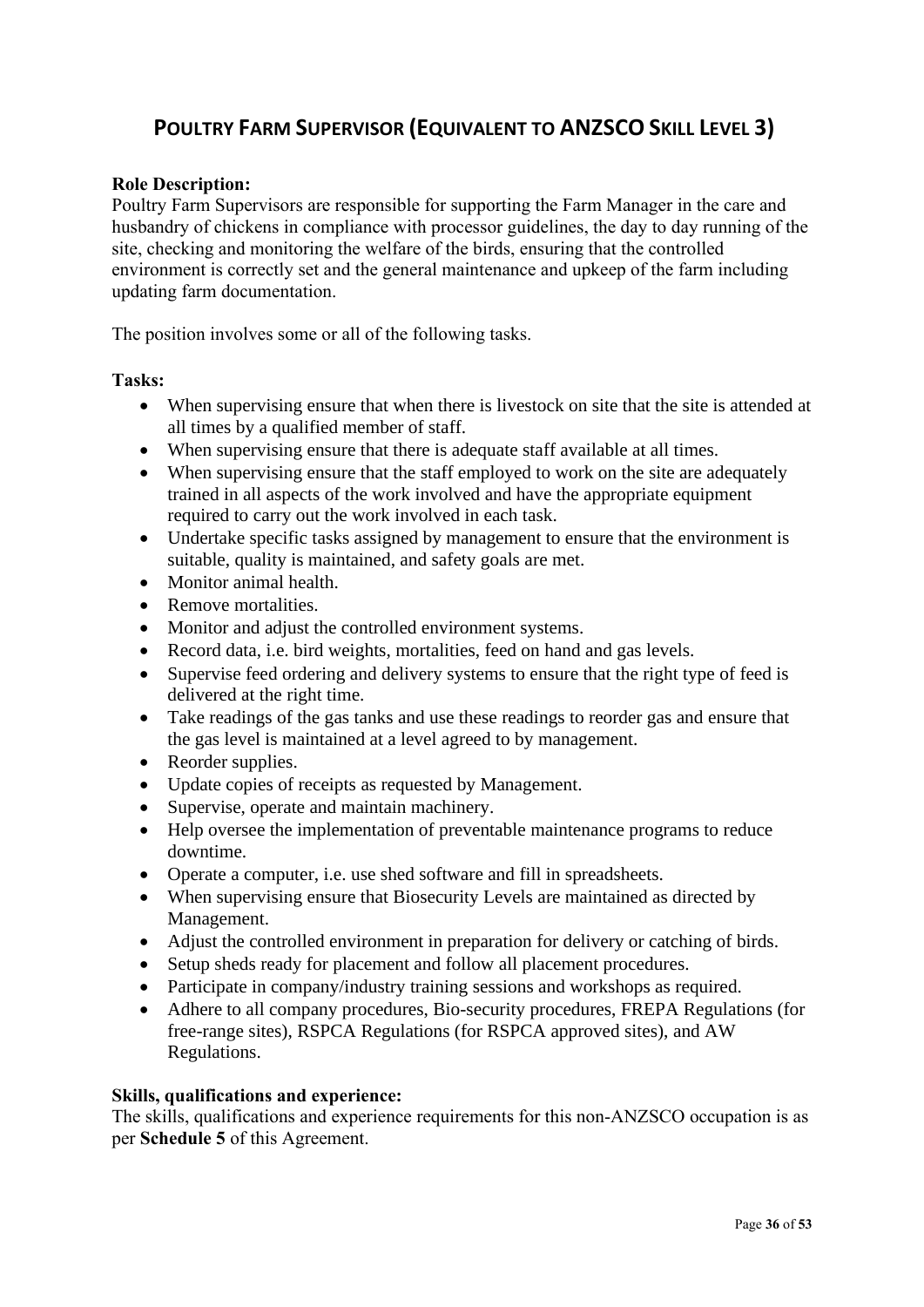# Poultry Farm Supervisor (Equivalent to ANZSCO Skill Level 3)

**Role Description:**
Poultry Farm Supervisors are responsible for supporting the Farm Manager in the care and husbandry of chickens in compliance with processor guidelines, the day to day running of the site, checking and monitoring the welfare of the birds, ensuring that the controlled environment is correctly set and the general maintenance and upkeep of the farm including updating farm documentation.

The position involves some or all of the following tasks.

**Tasks:**

- When supervising ensure that when there is livestock on site that the site is attended at all times by a qualified member of staff.
- When supervising ensure that there is adequate staff available at all times.
- When supervising ensure that the staff employed to work on the site are adequately trained in all aspects of the work involved and have the appropriate equipment required to carry out the work involved in each task.
- Undertake specific tasks assigned by management to ensure that the environment is suitable, quality is maintained, and safety goals are met.
- Monitor animal health.
- Remove mortalities.
- Monitor and adjust the controlled environment systems.
- Record data, i.e. bird weights, mortalities, feed on hand and gas levels.
- Supervise feed ordering and delivery systems to ensure that the right type of feed is delivered at the right time.
- Take readings of the gas tanks and use these readings to reorder gas and ensure that the gas level is maintained at a level agreed to by management.
- Reorder supplies.
- Update copies of receipts as requested by Management.
- Supervise, operate and maintain machinery.
- Help oversee the implementation of preventable maintenance programs to reduce downtime.
- Operate a computer, i.e. use shed software and fill in spreadsheets.
- When supervising ensure that Biosecurity Levels are maintained as directed by Management.
- Adjust the controlled environment in preparation for delivery or catching of birds.
- Setup sheds ready for placement and follow all placement procedures.
- Participate in company/industry training sessions and workshops as required.
- Adhere to all company procedures, Bio-security procedures, FREPA Regulations (for free-range sites), RSPCA Regulations (for RSPCA approved sites), and AW Regulations.

**Skills, qualifications and experience:**
The skills, qualifications and experience requirements for this non-ANZSCO occupation is as per **Schedule 5** of this Agreement.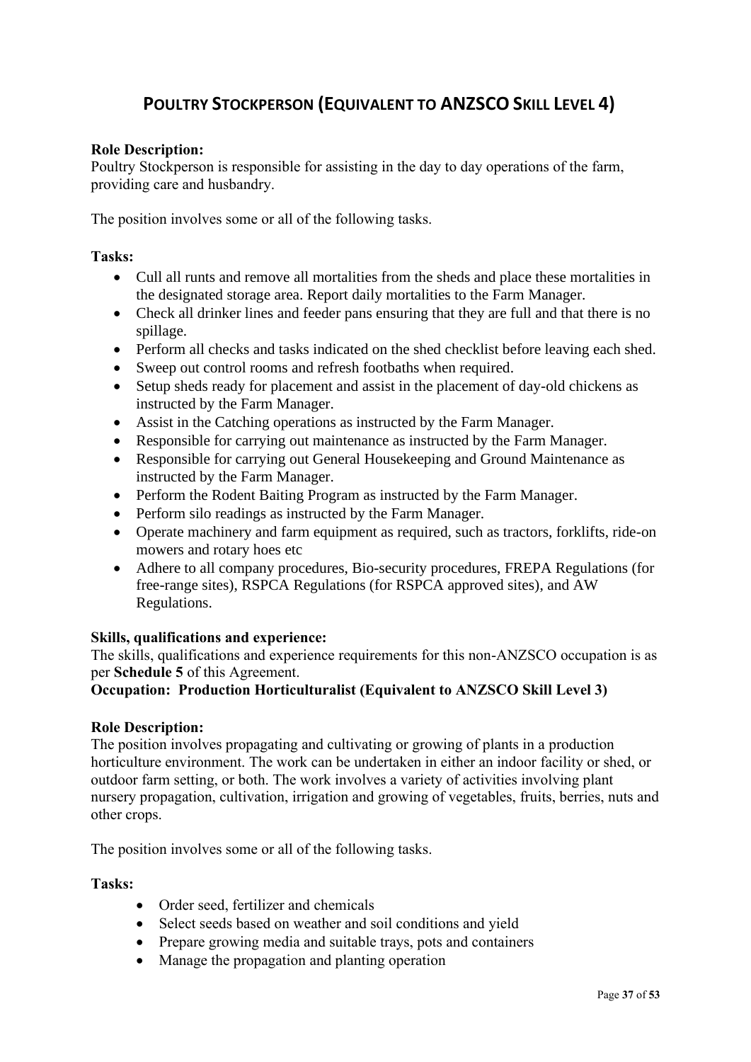## Poultry Stockperson (Equivalent to ANZSCO Skill Level 4)

**Role Description:**
Poultry Stockperson is responsible for assisting in the day to day operations of the farm, providing care and husbandry.

The position involves some or all of the following tasks.

**Tasks:**

- Cull all runts and remove all mortalities from the sheds and place these mortalities in the designated storage area. Report daily mortalities to the Farm Manager.
- Check all drinker lines and feeder pans ensuring that they are full and that there is no spillage.
- Perform all checks and tasks indicated on the shed checklist before leaving each shed.
- Sweep out control rooms and refresh footbaths when required.
- Setup sheds ready for placement and assist in the placement of day-old chickens as instructed by the Farm Manager.
- Assist in the Catching operations as instructed by the Farm Manager.
- Responsible for carrying out maintenance as instructed by the Farm Manager.
- Responsible for carrying out General Housekeeping and Ground Maintenance as instructed by the Farm Manager.
- Perform the Rodent Baiting Program as instructed by the Farm Manager.
- Perform silo readings as instructed by the Farm Manager.
- Operate machinery and farm equipment as required, such as tractors, forklifts, ride-on mowers and rotary hoes etc
- Adhere to all company procedures, Bio-security procedures, FREPA Regulations (for free-range sites), RSPCA Regulations (for RSPCA approved sites), and AW Regulations.

**Skills, qualifications and experience:**
The skills, qualifications and experience requirements for this non-ANZSCO occupation is as per **Schedule 5** of this Agreement.

**Occupation: Production Horticulturalist (Equivalent to ANZSCO Skill Level 3)**

**Role Description:**
The position involves propagating and cultivating or growing of plants in a production horticulture environment. The work can be undertaken in either an indoor facility or shed, or outdoor farm setting, or both. The work involves a variety of activities involving plant nursery propagation, cultivation, irrigation and growing of vegetables, fruits, berries, nuts and other crops.

The position involves some or all of the following tasks.

**Tasks:**

- Order seed, fertilizer and chemicals
- Select seeds based on weather and soil conditions and yield
- Prepare growing media and suitable trays, pots and containers
- Manage the propagation and planting operation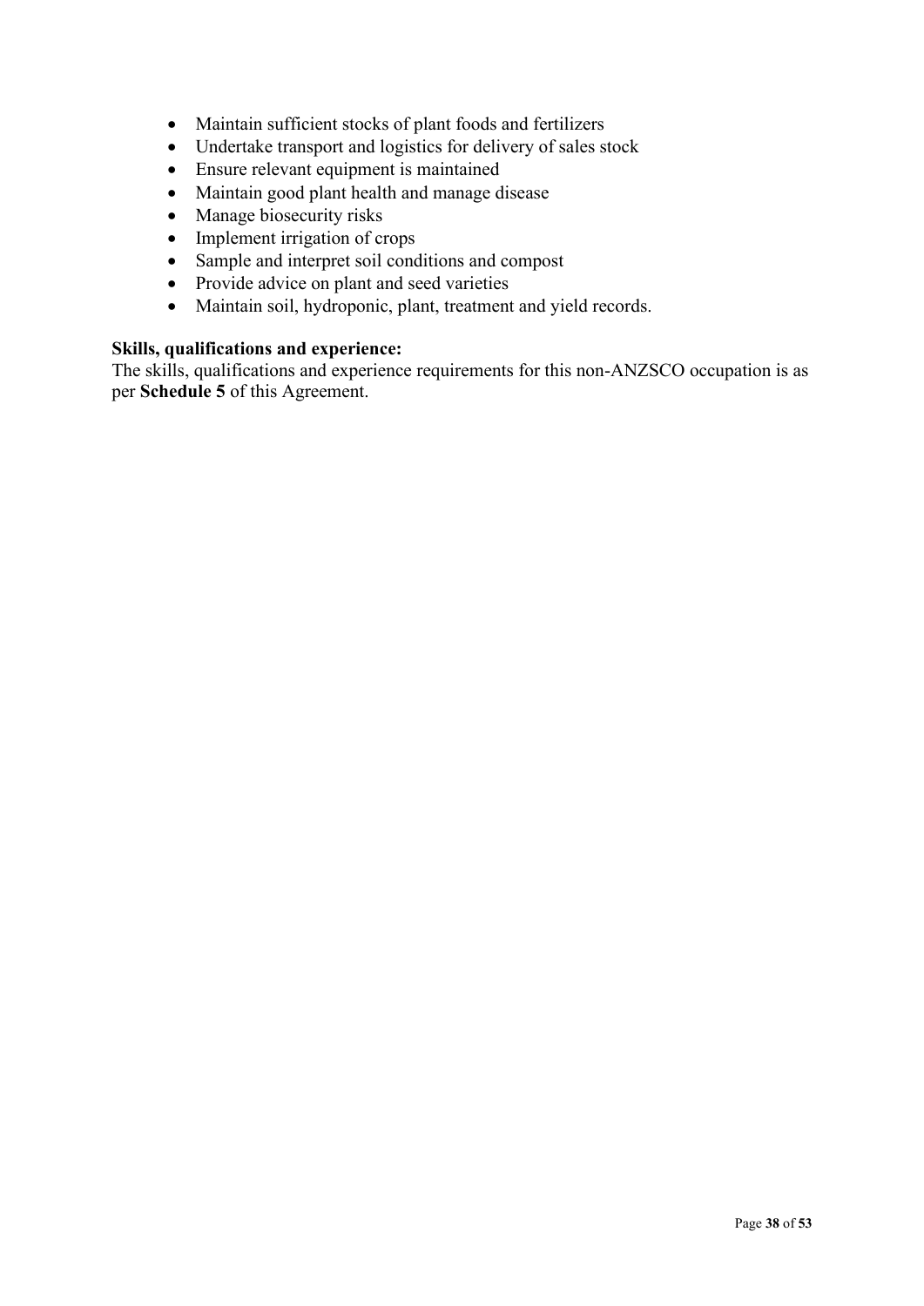- Maintain sufficient stocks of plant foods and fertilizers
- Undertake transport and logistics for delivery of sales stock
- Ensure relevant equipment is maintained
- Maintain good plant health and manage disease
- Manage biosecurity risks
- Implement irrigation of crops
- Sample and interpret soil conditions and compost
- Provide advice on plant and seed varieties
- Maintain soil, hydroponic, plant, treatment and yield records.

**Skills, qualifications and experience:**

The skills, qualifications and experience requirements for this non-ANZSCO occupation is as per **Schedule 5** of this Agreement.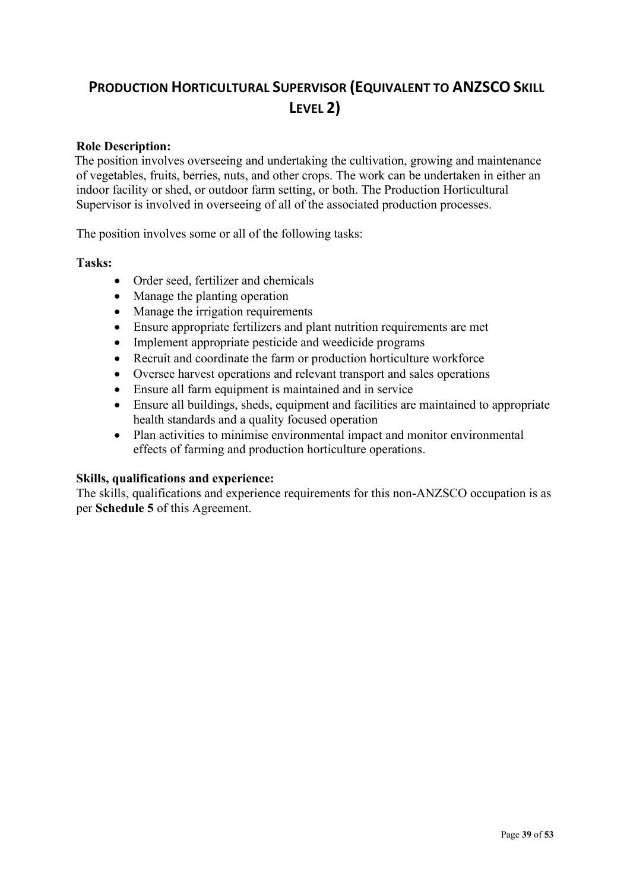# Production Horticultural Supervisor (Equivalent to ANZSCO Skill Level 2)

**Role Description:**

The position involves overseeing and undertaking the cultivation, growing and maintenance of vegetables, fruits, berries, nuts, and other crops. The work can be undertaken in either an indoor facility or shed, or outdoor farm setting, or both. The Production Horticultural Supervisor is involved in overseeing of all of the associated production processes.

The position involves some or all of the following tasks:

**Tasks:**

- Order seed, fertilizer and chemicals
- Manage the planting operation
- Manage the irrigation requirements
- Ensure appropriate fertilizers and plant nutrition requirements are met
- Implement appropriate pesticide and weedicide programs
- Recruit and coordinate the farm or production horticulture workforce
- Oversee harvest operations and relevant transport and sales operations
- Ensure all farm equipment is maintained and in service
- Ensure all buildings, sheds, equipment and facilities are maintained to appropriate health standards and a quality focused operation
- Plan activities to minimise environmental impact and monitor environmental effects of farming and production horticulture operations.

**Skills, qualifications and experience:**

The skills, qualifications and experience requirements for this non-ANZSCO occupation is as per **Schedule 5** of this Agreement.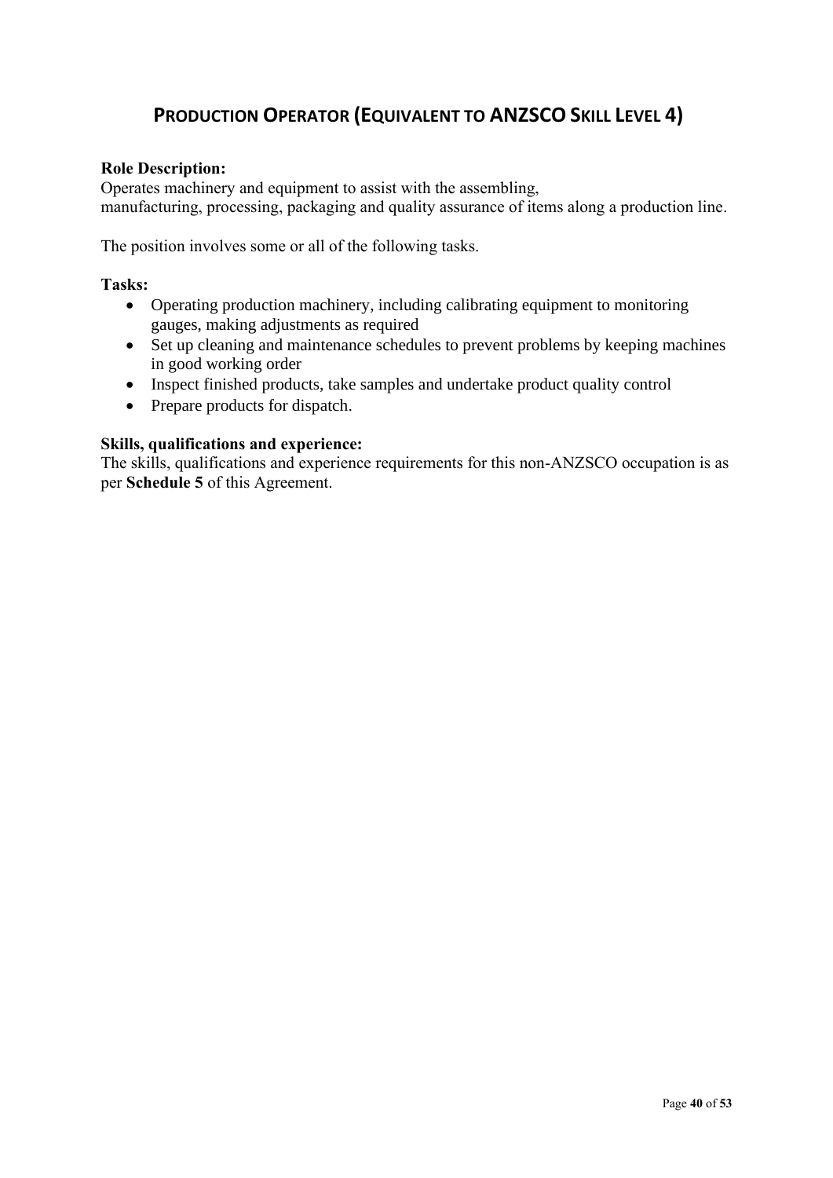## PRODUCTION OPERATOR (EQUIVALENT TO ANZSCO SKILL LEVEL 4)

**Role Description:**
Operates machinery and equipment to assist with the assembling, manufacturing, processing, packaging and quality assurance of items along a production line.

The position involves some or all of the following tasks.

**Tasks:**

- Operating production machinery, including calibrating equipment to monitoring gauges, making adjustments as required
- Set up cleaning and maintenance schedules to prevent problems by keeping machines in good working order
- Inspect finished products, take samples and undertake product quality control
- Prepare products for dispatch.

**Skills, qualifications and experience:**
The skills, qualifications and experience requirements for this non-ANZSCO occupation is as per **Schedule 5** of this Agreement.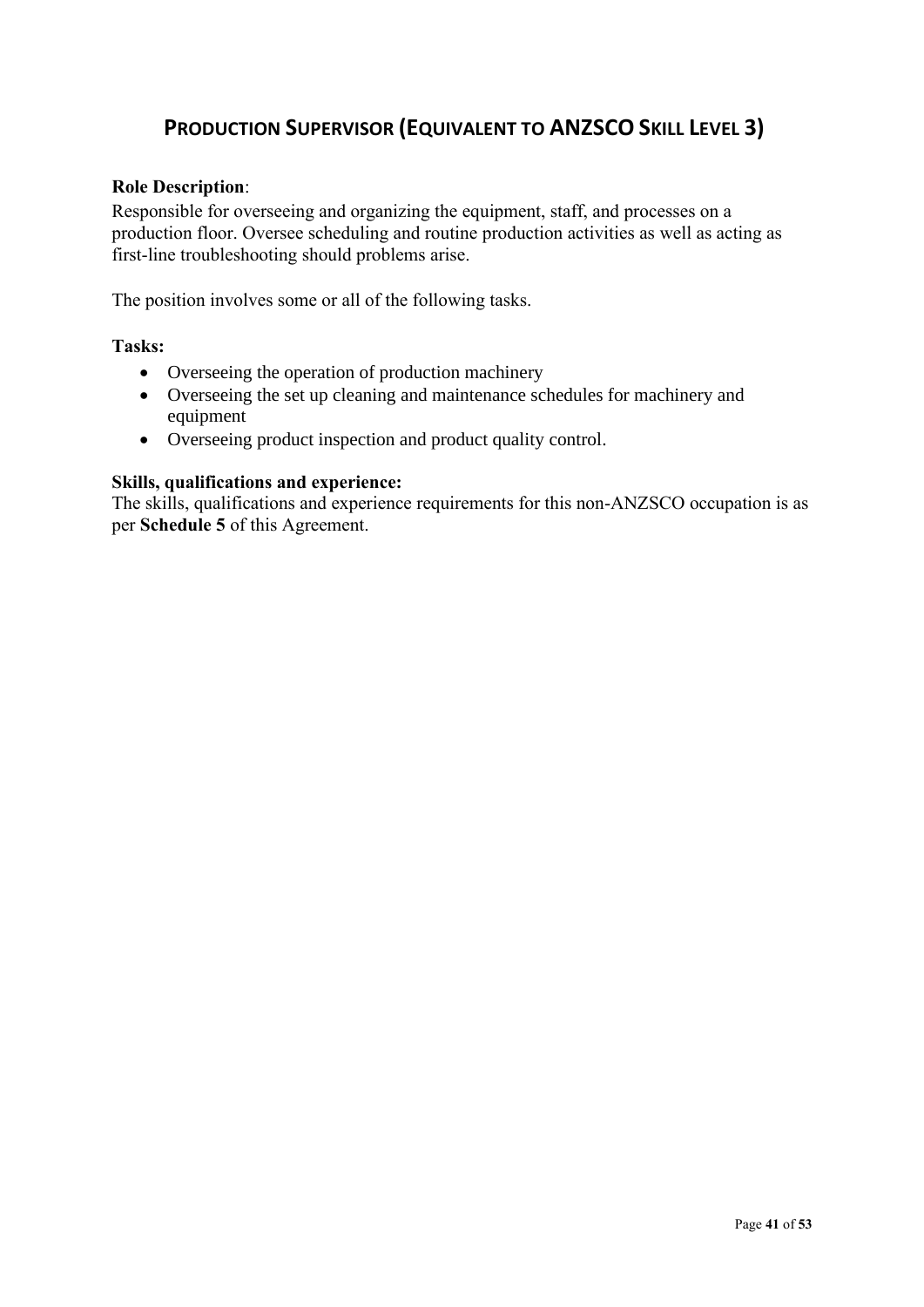## PRODUCTION SUPERVISOR (EQUIVALENT TO ANZSCO SKILL LEVEL 3)

**Role Description**:
Responsible for overseeing and organizing the equipment, staff, and processes on a production floor. Oversee scheduling and routine production activities as well as acting as first-line troubleshooting should problems arise.

The position involves some or all of the following tasks.

**Tasks:**

- Overseeing the operation of production machinery
- Overseeing the set up cleaning and maintenance schedules for machinery and equipment
- Overseeing product inspection and product quality control.

**Skills, qualifications and experience:**
The skills, qualifications and experience requirements for this non-ANZSCO occupation is as per **Schedule 5** of this Agreement.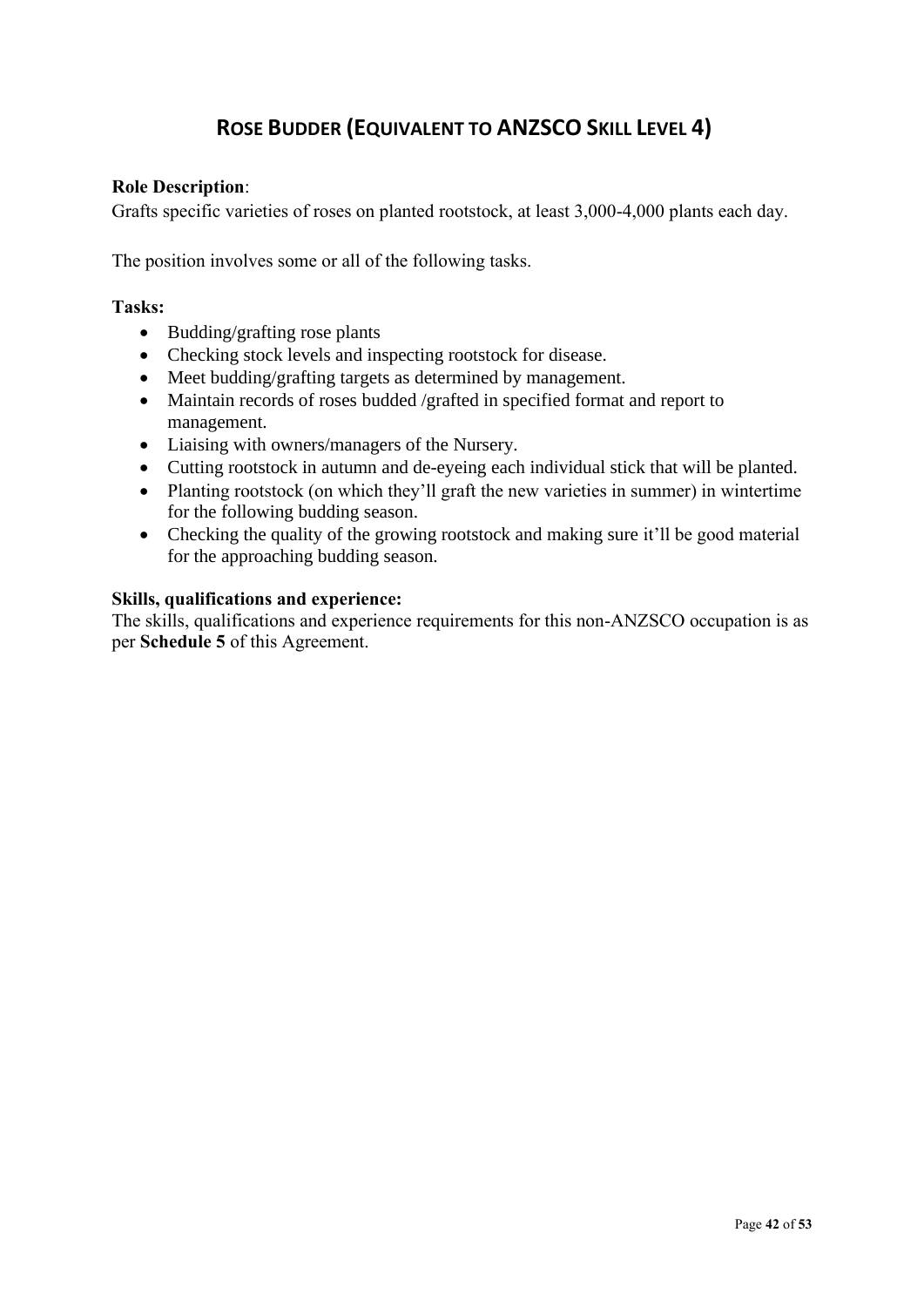# Rose Budder (Equivalent to ANZSCO Skill Level 4)

**Role Description**:
Grafts specific varieties of roses on planted rootstock, at least 3,000-4,000 plants each day.

The position involves some or all of the following tasks.

**Tasks:**

- Budding/grafting rose plants
- Checking stock levels and inspecting rootstock for disease.
- Meet budding/grafting targets as determined by management.
- Maintain records of roses budded /grafted in specified format and report to management.
- Liaising with owners/managers of the Nursery.
- Cutting rootstock in autumn and de-eyeing each individual stick that will be planted.
- Planting rootstock (on which they'll graft the new varieties in summer) in wintertime for the following budding season.
- Checking the quality of the growing rootstock and making sure it'll be good material for the approaching budding season.

**Skills, qualifications and experience:**
The skills, qualifications and experience requirements for this non-ANZSCO occupation is as per **Schedule 5** of this Agreement.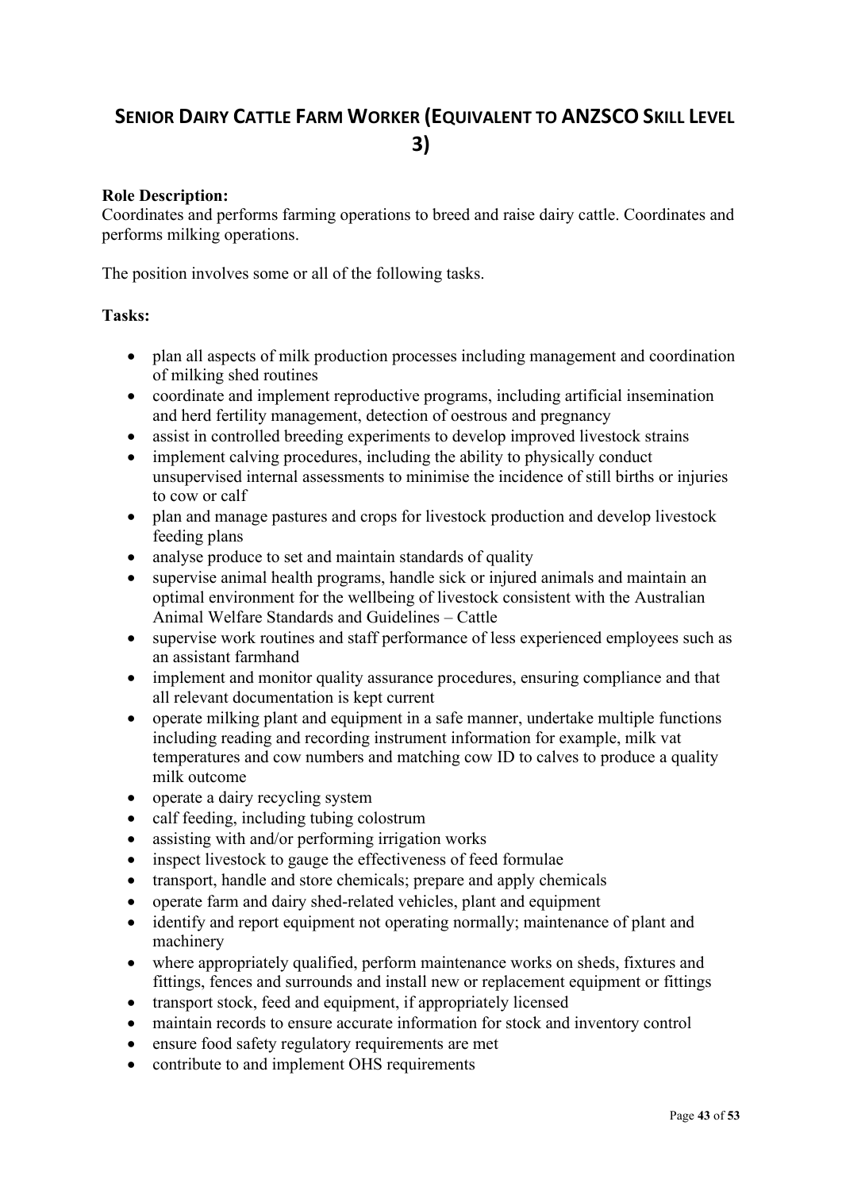# SENIOR DAIRY CATTLE FARM WORKER (EQUIVALENT TO ANZSCO SKILL LEVEL 3)

**Role Description:**
Coordinates and performs farming operations to breed and raise dairy cattle. Coordinates and performs milking operations.

The position involves some or all of the following tasks.

**Tasks:**

- plan all aspects of milk production processes including management and coordination of milking shed routines
- coordinate and implement reproductive programs, including artificial insemination and herd fertility management, detection of oestrous and pregnancy
- assist in controlled breeding experiments to develop improved livestock strains
- implement calving procedures, including the ability to physically conduct unsupervised internal assessments to minimise the incidence of still births or injuries to cow or calf
- plan and manage pastures and crops for livestock production and develop livestock feeding plans
- analyse produce to set and maintain standards of quality
- supervise animal health programs, handle sick or injured animals and maintain an optimal environment for the wellbeing of livestock consistent with the Australian Animal Welfare Standards and Guidelines – Cattle
- supervise work routines and staff performance of less experienced employees such as an assistant farmhand
- implement and monitor quality assurance procedures, ensuring compliance and that all relevant documentation is kept current
- operate milking plant and equipment in a safe manner, undertake multiple functions including reading and recording instrument information for example, milk vat temperatures and cow numbers and matching cow ID to calves to produce a quality milk outcome
- operate a dairy recycling system
- calf feeding, including tubing colostrum
- assisting with and/or performing irrigation works
- inspect livestock to gauge the effectiveness of feed formulae
- transport, handle and store chemicals; prepare and apply chemicals
- operate farm and dairy shed-related vehicles, plant and equipment
- identify and report equipment not operating normally; maintenance of plant and machinery
- where appropriately qualified, perform maintenance works on sheds, fixtures and fittings, fences and surrounds and install new or replacement equipment or fittings
- transport stock, feed and equipment, if appropriately licensed
- maintain records to ensure accurate information for stock and inventory control
- ensure food safety regulatory requirements are met
- contribute to and implement OHS requirements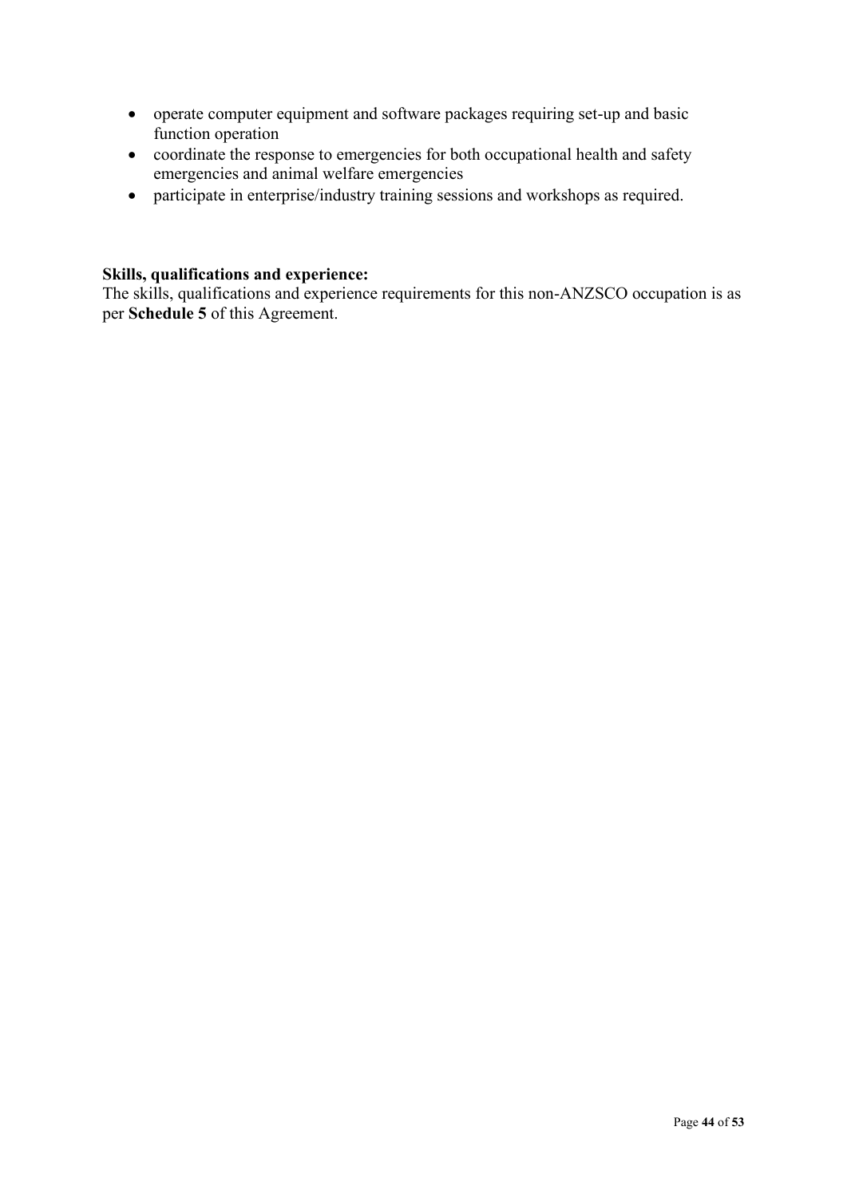- operate computer equipment and software packages requiring set-up and basic function operation
- coordinate the response to emergencies for both occupational health and safety emergencies and animal welfare emergencies
- participate in enterprise/industry training sessions and workshops as required.

**Skills, qualifications and experience:**
The skills, qualifications and experience requirements for this non-ANZSCO occupation is as per **Schedule 5** of this Agreement.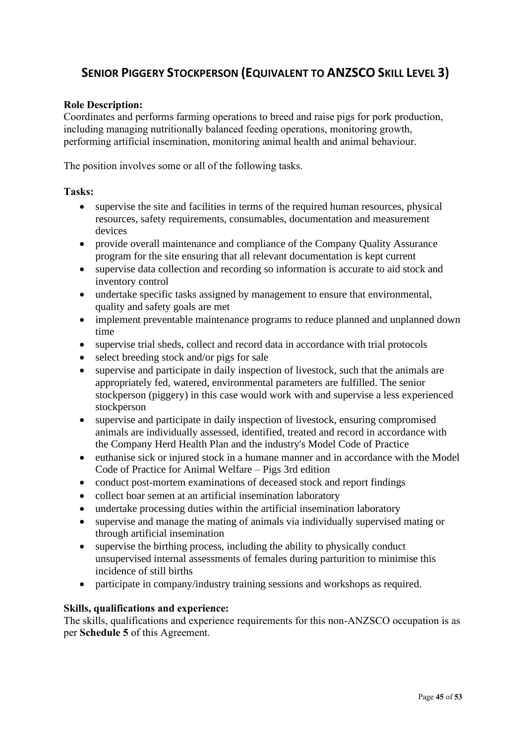## Senior Piggery Stockperson (Equivalent to ANZSCO Skill Level 3)

**Role Description:**
Coordinates and performs farming operations to breed and raise pigs for pork production, including managing nutritionally balanced feeding operations, monitoring growth, performing artificial insemination, monitoring animal health and animal behaviour.

The position involves some or all of the following tasks.

**Tasks:**

- supervise the site and facilities in terms of the required human resources, physical resources, safety requirements, consumables, documentation and measurement devices
- provide overall maintenance and compliance of the Company Quality Assurance program for the site ensuring that all relevant documentation is kept current
- supervise data collection and recording so information is accurate to aid stock and inventory control
- undertake specific tasks assigned by management to ensure that environmental, quality and safety goals are met
- implement preventable maintenance programs to reduce planned and unplanned down time
- supervise trial sheds, collect and record data in accordance with trial protocols
- select breeding stock and/or pigs for sale
- supervise and participate in daily inspection of livestock, such that the animals are appropriately fed, watered, environmental parameters are fulfilled. The senior stockperson (piggery) in this case would work with and supervise a less experienced stockperson
- supervise and participate in daily inspection of livestock, ensuring compromised animals are individually assessed, identified, treated and record in accordance with the Company Herd Health Plan and the industry's Model Code of Practice
- euthanise sick or injured stock in a humane manner and in accordance with the Model Code of Practice for Animal Welfare – Pigs 3rd edition
- conduct post-mortem examinations of deceased stock and report findings
- collect boar semen at an artificial insemination laboratory
- undertake processing duties within the artificial insemination laboratory
- supervise and manage the mating of animals via individually supervised mating or through artificial insemination
- supervise the birthing process, including the ability to physically conduct unsupervised internal assessments of females during parturition to minimise this incidence of still births
- participate in company/industry training sessions and workshops as required.

**Skills, qualifications and experience:**
The skills, qualifications and experience requirements for this non-ANZSCO occupation is as per **Schedule 5** of this Agreement.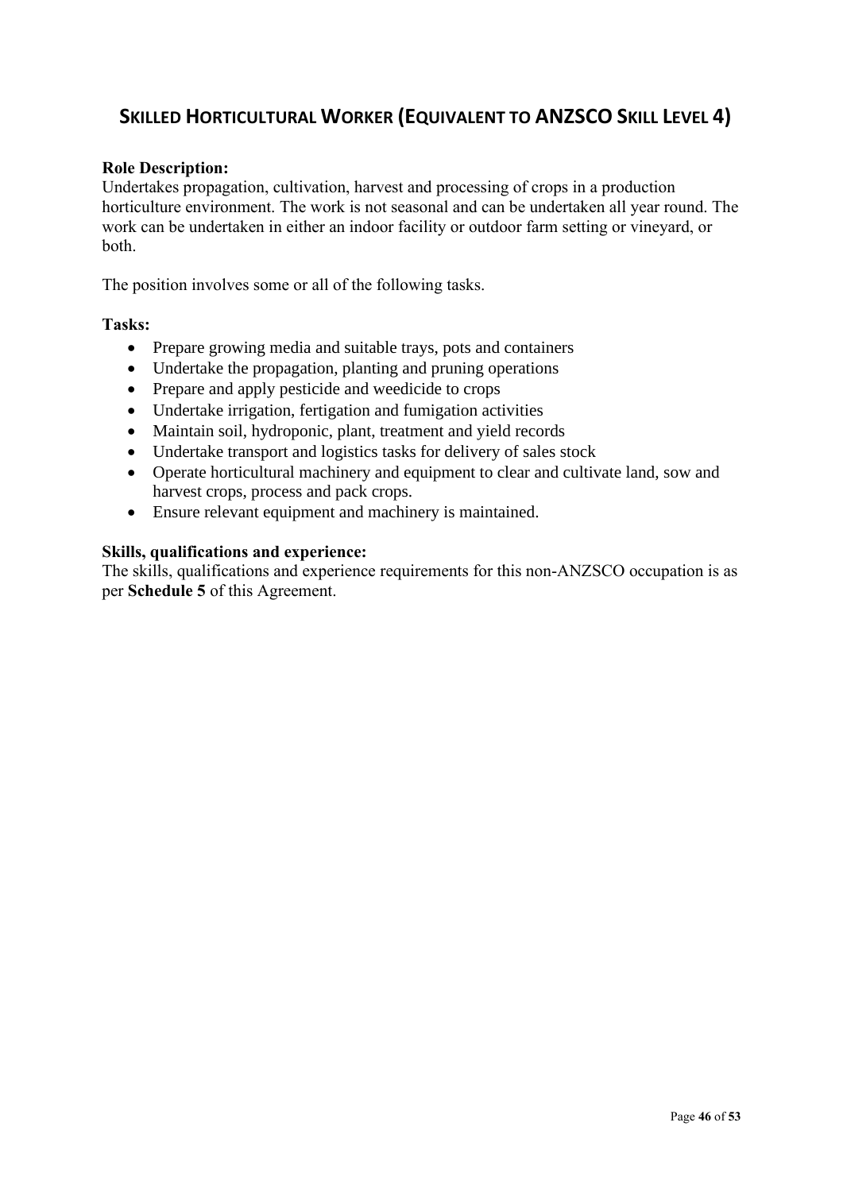## Skilled Horticultural Worker (Equivalent to ANZSCO Skill Level 4)

**Role Description:**
Undertakes propagation, cultivation, harvest and processing of crops in a production horticulture environment. The work is not seasonal and can be undertaken all year round. The work can be undertaken in either an indoor facility or outdoor farm setting or vineyard, or both.

The position involves some or all of the following tasks.

**Tasks:**

- Prepare growing media and suitable trays, pots and containers
- Undertake the propagation, planting and pruning operations
- Prepare and apply pesticide and weedicide to crops
- Undertake irrigation, fertigation and fumigation activities
- Maintain soil, hydroponic, plant, treatment and yield records
- Undertake transport and logistics tasks for delivery of sales stock
- Operate horticultural machinery and equipment to clear and cultivate land, sow and harvest crops, process and pack crops.
- Ensure relevant equipment and machinery is maintained.

**Skills, qualifications and experience:**
The skills, qualifications and experience requirements for this non-ANZSCO occupation is as per **Schedule 5** of this Agreement.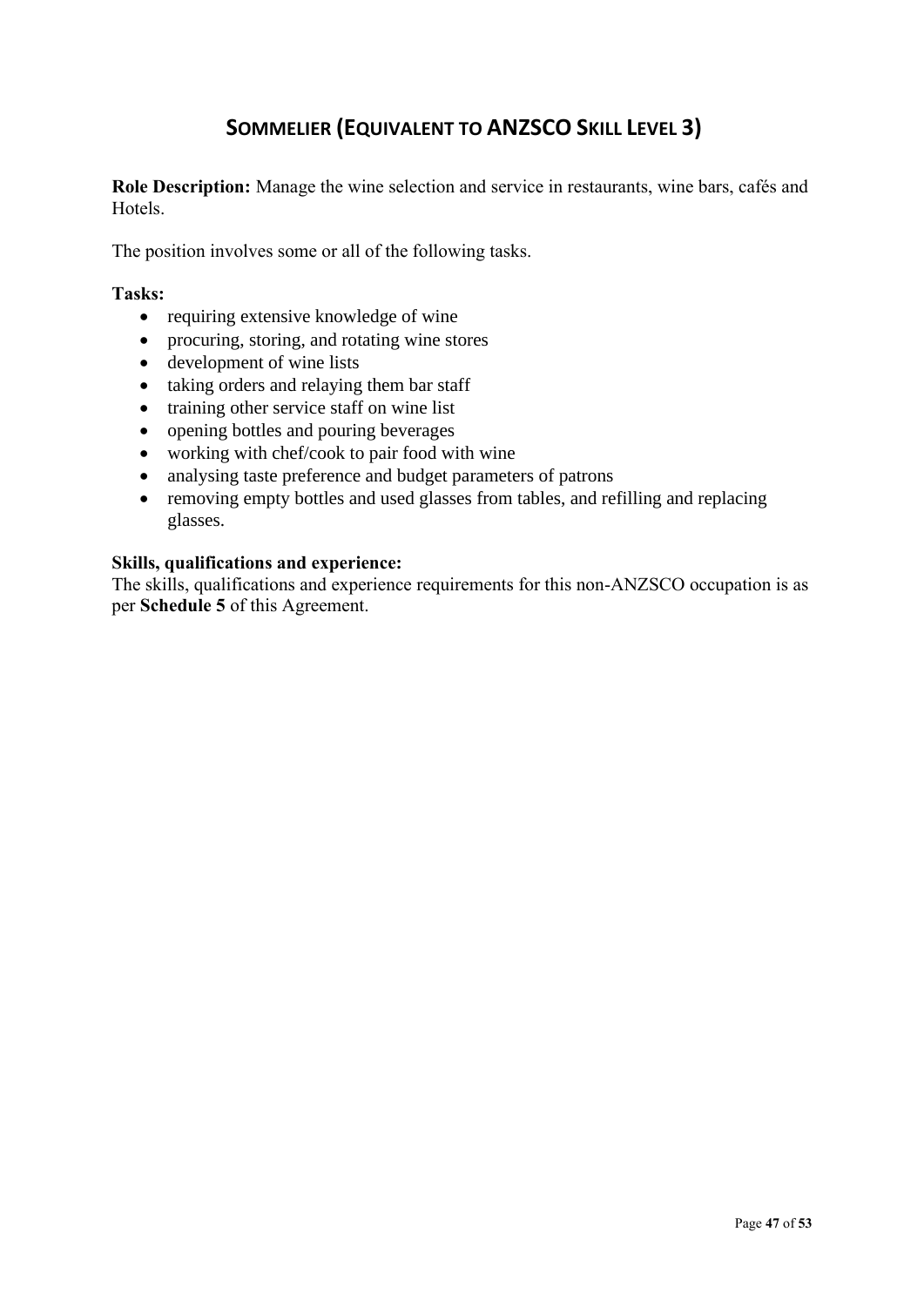# SOMMELIER (EQUIVALENT TO ANZSCO SKILL LEVEL 3)

**Role Description:** Manage the wine selection and service in restaurants, wine bars, cafés and Hotels.

The position involves some or all of the following tasks.

**Tasks:**

- requiring extensive knowledge of wine
- procuring, storing, and rotating wine stores
- development of wine lists
- taking orders and relaying them bar staff
- training other service staff on wine list
- opening bottles and pouring beverages
- working with chef/cook to pair food with wine
- analysing taste preference and budget parameters of patrons
- removing empty bottles and used glasses from tables, and refilling and replacing glasses.

**Skills, qualifications and experience:**
The skills, qualifications and experience requirements for this non-ANZSCO occupation is as per **Schedule 5** of this Agreement.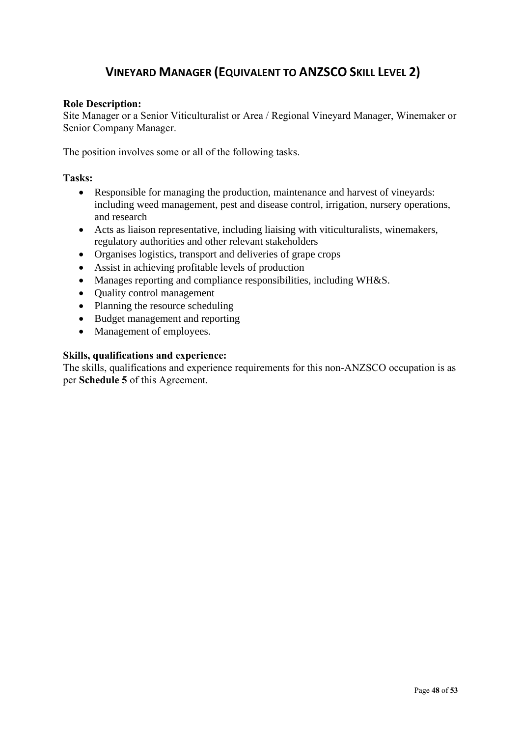## VINEYARD MANAGER (EQUIVALENT TO ANZSCO SKILL LEVEL 2)

**Role Description:**
Site Manager or a Senior Viticulturalist or Area / Regional Vineyard Manager, Winemaker or Senior Company Manager.

The position involves some or all of the following tasks.

**Tasks:**

- Responsible for managing the production, maintenance and harvest of vineyards: including weed management, pest and disease control, irrigation, nursery operations, and research
- Acts as liaison representative, including liaising with viticulturalists, winemakers, regulatory authorities and other relevant stakeholders
- Organises logistics, transport and deliveries of grape crops
- Assist in achieving profitable levels of production
- Manages reporting and compliance responsibilities, including WH&S.
- Quality control management
- Planning the resource scheduling
- Budget management and reporting
- Management of employees.

**Skills, qualifications and experience:**
The skills, qualifications and experience requirements for this non-ANZSCO occupation is as per **Schedule 5** of this Agreement.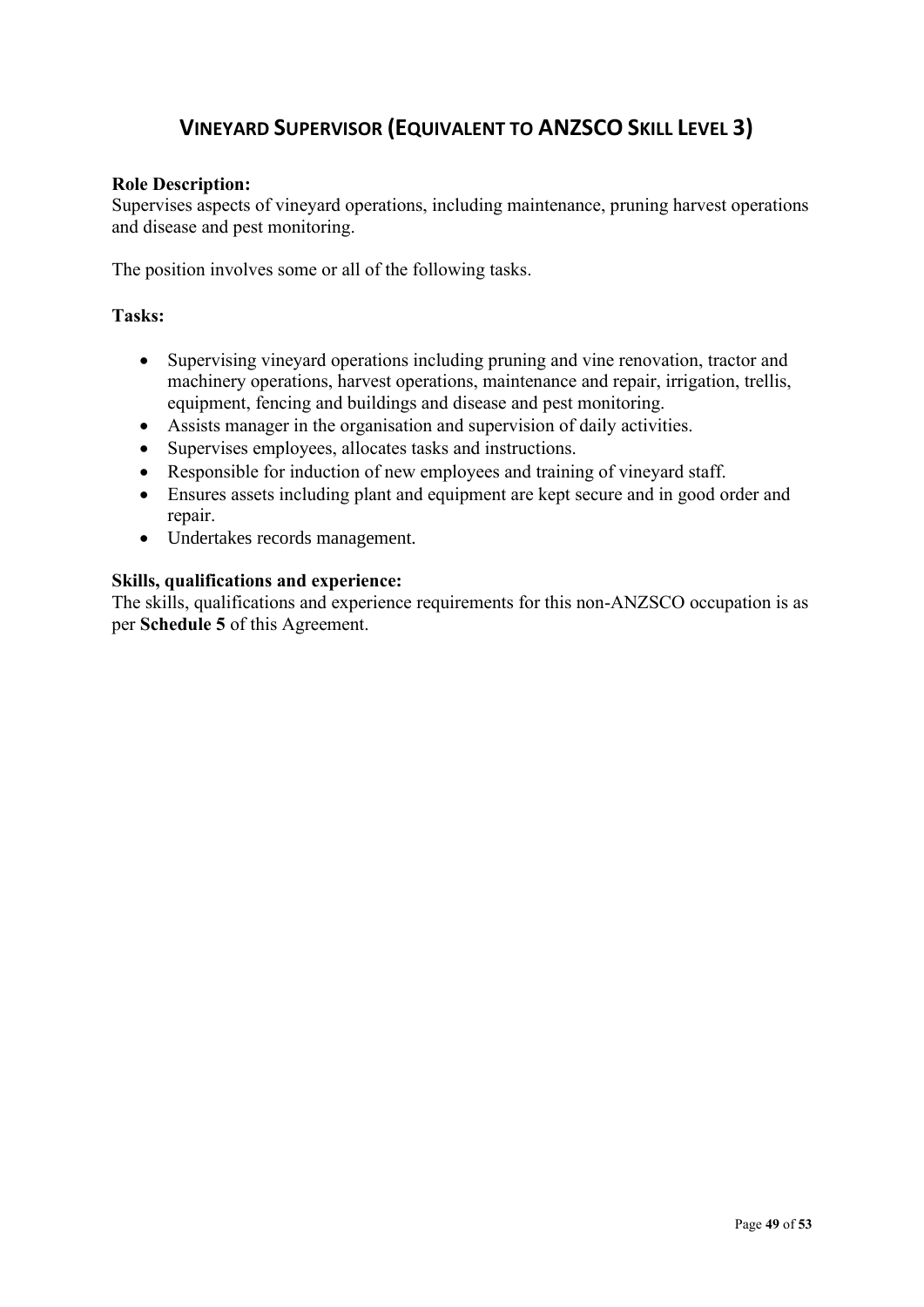# VINEYARD SUPERVISOR (EQUIVALENT TO ANZSCO SKILL LEVEL 3)

**Role Description:**
Supervises aspects of vineyard operations, including maintenance, pruning harvest operations and disease and pest monitoring.

The position involves some or all of the following tasks.

**Tasks:**

- Supervising vineyard operations including pruning and vine renovation, tractor and machinery operations, harvest operations, maintenance and repair, irrigation, trellis, equipment, fencing and buildings and disease and pest monitoring.
- Assists manager in the organisation and supervision of daily activities.
- Supervises employees, allocates tasks and instructions.
- Responsible for induction of new employees and training of vineyard staff.
- Ensures assets including plant and equipment are kept secure and in good order and repair.
- Undertakes records management.

**Skills, qualifications and experience:**
The skills, qualifications and experience requirements for this non-ANZSCO occupation is as per **Schedule 5** of this Agreement.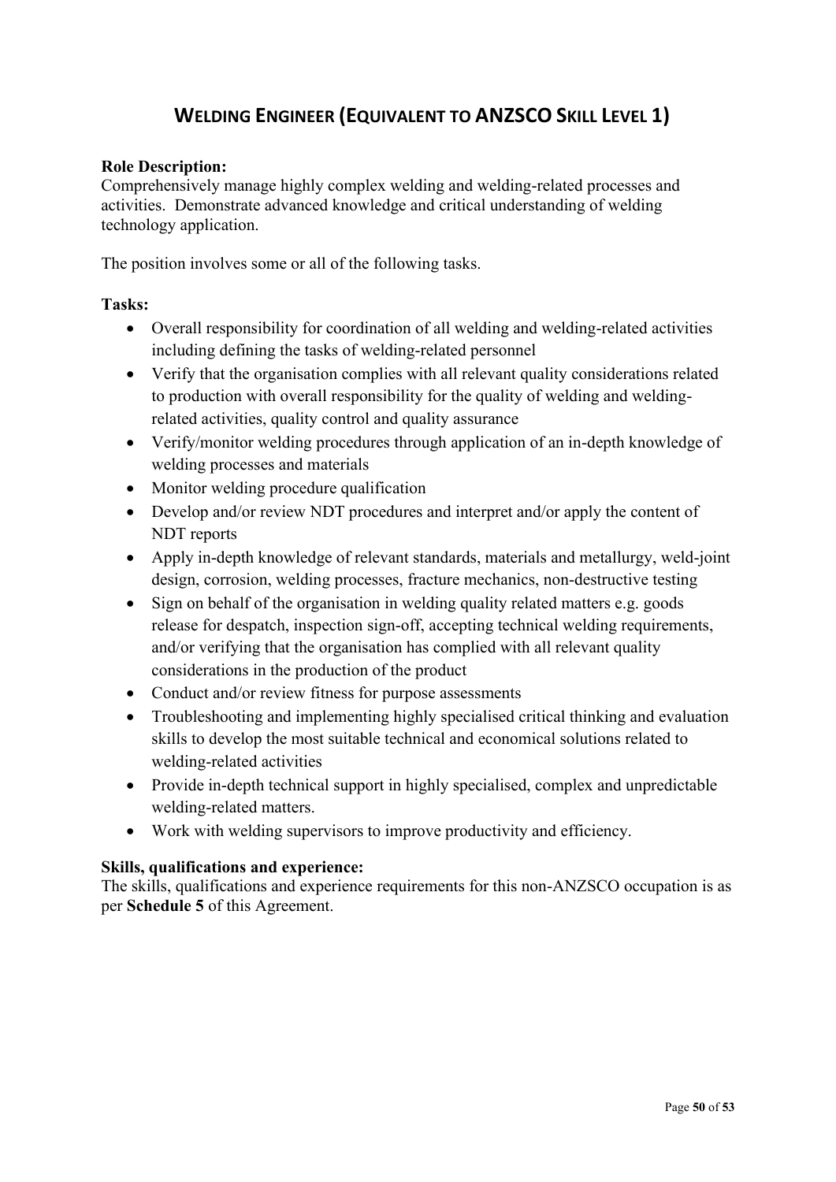## WELDING ENGINEER (EQUIVALENT TO ANZSCO SKILL LEVEL 1)

**Role Description:**
Comprehensively manage highly complex welding and welding-related processes and activities. Demonstrate advanced knowledge and critical understanding of welding technology application.

The position involves some or all of the following tasks.

**Tasks:**

- Overall responsibility for coordination of all welding and welding-related activities including defining the tasks of welding-related personnel
- Verify that the organisation complies with all relevant quality considerations related to production with overall responsibility for the quality of welding and welding-related activities, quality control and quality assurance
- Verify/monitor welding procedures through application of an in-depth knowledge of welding processes and materials
- Monitor welding procedure qualification
- Develop and/or review NDT procedures and interpret and/or apply the content of NDT reports
- Apply in-depth knowledge of relevant standards, materials and metallurgy, weld-joint design, corrosion, welding processes, fracture mechanics, non-destructive testing
- Sign on behalf of the organisation in welding quality related matters e.g. goods release for despatch, inspection sign-off, accepting technical welding requirements, and/or verifying that the organisation has complied with all relevant quality considerations in the production of the product
- Conduct and/or review fitness for purpose assessments
- Troubleshooting and implementing highly specialised critical thinking and evaluation skills to develop the most suitable technical and economical solutions related to welding-related activities
- Provide in-depth technical support in highly specialised, complex and unpredictable welding-related matters.
- Work with welding supervisors to improve productivity and efficiency.

**Skills, qualifications and experience:**
The skills, qualifications and experience requirements for this non-ANZSCO occupation is as per **Schedule 5** of this Agreement.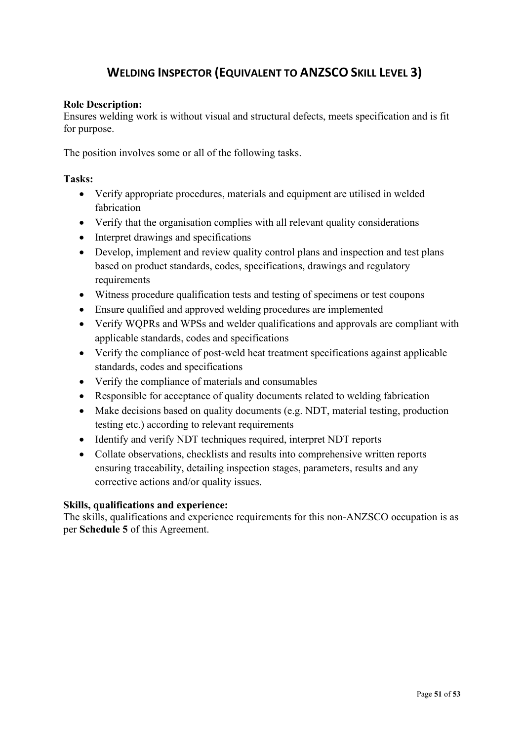## Welding Inspector (Equivalent to ANZSCO Skill Level 3)

**Role Description:**
Ensures welding work is without visual and structural defects, meets specification and is fit for purpose.

The position involves some or all of the following tasks.

**Tasks:**

- Verify appropriate procedures, materials and equipment are utilised in welded fabrication
- Verify that the organisation complies with all relevant quality considerations
- Interpret drawings and specifications
- Develop, implement and review quality control plans and inspection and test plans based on product standards, codes, specifications, drawings and regulatory requirements
- Witness procedure qualification tests and testing of specimens or test coupons
- Ensure qualified and approved welding procedures are implemented
- Verify WQPRs and WPSs and welder qualifications and approvals are compliant with applicable standards, codes and specifications
- Verify the compliance of post-weld heat treatment specifications against applicable standards, codes and specifications
- Verify the compliance of materials and consumables
- Responsible for acceptance of quality documents related to welding fabrication
- Make decisions based on quality documents (e.g. NDT, material testing, production testing etc.) according to relevant requirements
- Identify and verify NDT techniques required, interpret NDT reports
- Collate observations, checklists and results into comprehensive written reports ensuring traceability, detailing inspection stages, parameters, results and any corrective actions and/or quality issues.

**Skills, qualifications and experience:**
The skills, qualifications and experience requirements for this non-ANZSCO occupation is as per **Schedule 5** of this Agreement.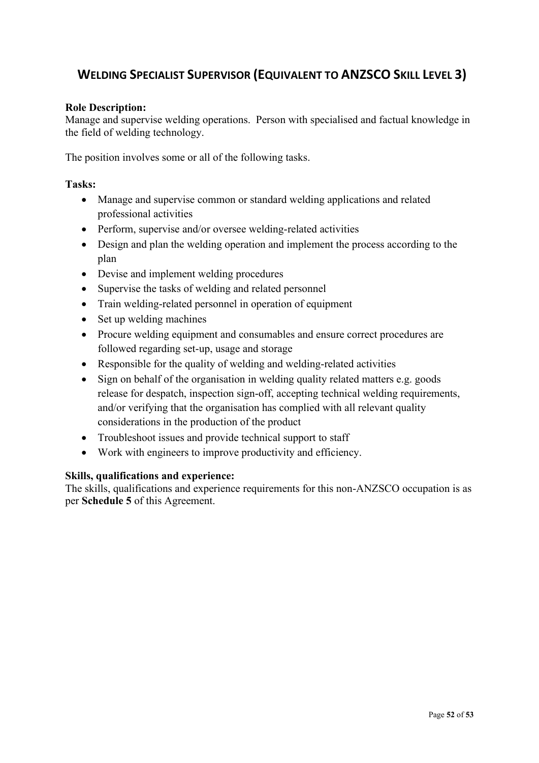## WELDING SPECIALIST SUPERVISOR (EQUIVALENT TO ANZSCO SKILL LEVEL 3)

**Role Description:**
Manage and supervise welding operations. Person with specialised and factual knowledge in the field of welding technology.

The position involves some or all of the following tasks.

**Tasks:**

- Manage and supervise common or standard welding applications and related professional activities
- Perform, supervise and/or oversee welding-related activities
- Design and plan the welding operation and implement the process according to the plan
- Devise and implement welding procedures
- Supervise the tasks of welding and related personnel
- Train welding-related personnel in operation of equipment
- Set up welding machines
- Procure welding equipment and consumables and ensure correct procedures are followed regarding set-up, usage and storage
- Responsible for the quality of welding and welding-related activities
- Sign on behalf of the organisation in welding quality related matters e.g. goods release for despatch, inspection sign-off, accepting technical welding requirements, and/or verifying that the organisation has complied with all relevant quality considerations in the production of the product
- Troubleshoot issues and provide technical support to staff
- Work with engineers to improve productivity and efficiency.

**Skills, qualifications and experience:**
The skills, qualifications and experience requirements for this non-ANZSCO occupation is as per **Schedule 5** of this Agreement.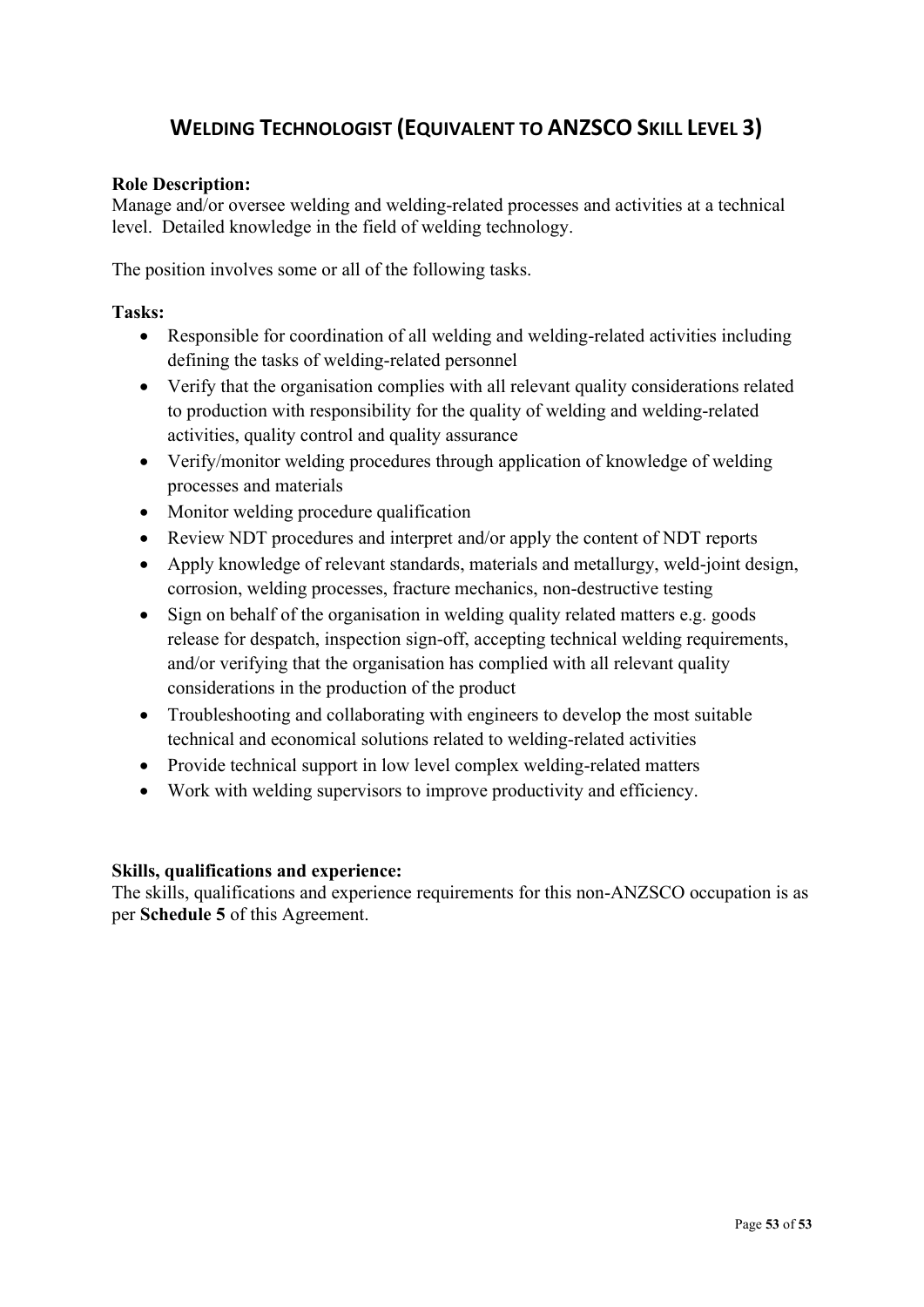# WELDING TECHNOLOGIST (EQUIVALENT TO ANZSCO SKILL LEVEL 3)

**Role Description:**
Manage and/or oversee welding and welding-related processes and activities at a technical level. Detailed knowledge in the field of welding technology.

The position involves some or all of the following tasks.

**Tasks:**

- Responsible for coordination of all welding and welding-related activities including defining the tasks of welding-related personnel
- Verify that the organisation complies with all relevant quality considerations related to production with responsibility for the quality of welding and welding-related activities, quality control and quality assurance
- Verify/monitor welding procedures through application of knowledge of welding processes and materials
- Monitor welding procedure qualification
- Review NDT procedures and interpret and/or apply the content of NDT reports
- Apply knowledge of relevant standards, materials and metallurgy, weld-joint design, corrosion, welding processes, fracture mechanics, non-destructive testing
- Sign on behalf of the organisation in welding quality related matters e.g. goods release for despatch, inspection sign-off, accepting technical welding requirements, and/or verifying that the organisation has complied with all relevant quality considerations in the production of the product
- Troubleshooting and collaborating with engineers to develop the most suitable technical and economical solutions related to welding-related activities
- Provide technical support in low level complex welding-related matters
- Work with welding supervisors to improve productivity and efficiency.

**Skills, qualifications and experience:**
The skills, qualifications and experience requirements for this non-ANZSCO occupation is as per **Schedule 5** of this Agreement.